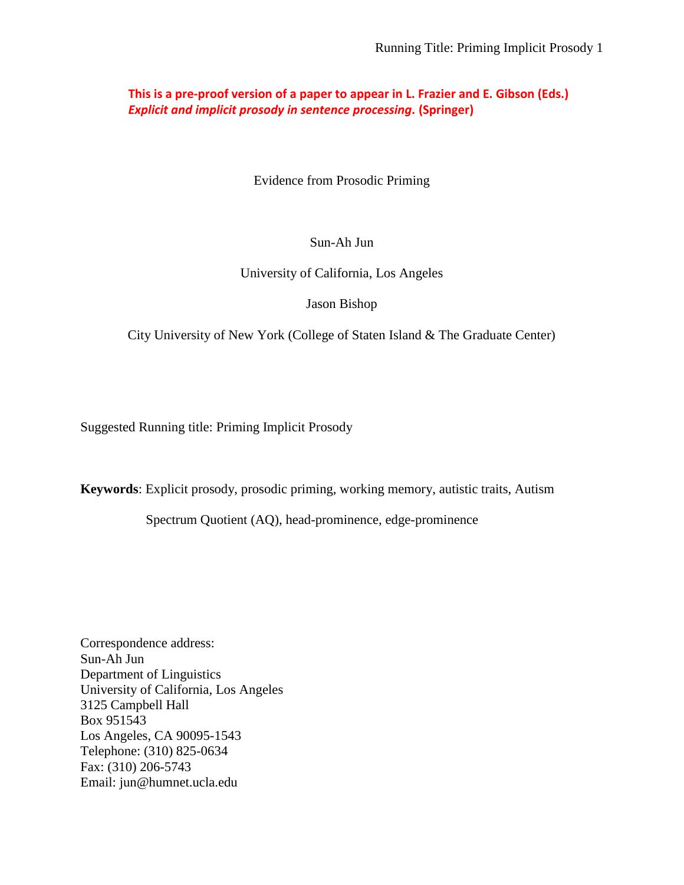**This is a pre-proof version of a paper to appear in L. Frazier and E. Gibson (Eds.) *Explicit and implicit prosody in sentence processing.* (Springer)**

# Evidence from Prosodic Priming

Sun-Ah Jun

University of California, Los Angeles

Jason Bishop

City University of New York (College of Staten Island & The Graduate Center)

Suggested Running title: Priming Implicit Prosody

**Keywords**: Explicit prosody, prosodic priming, working memory, autistic traits, Autism Spectrum Quotient (AQ), head-prominence, edge-prominence

Correspondence address:
Sun-Ah Jun
Department of Linguistics
University of California, Los Angeles
3125 Campbell Hall
Box 951543
Los Angeles, CA 90095-1543
Telephone: (310) 825-0634
Fax: (310) 206-5743
Email: jun@humnet.ucla.edu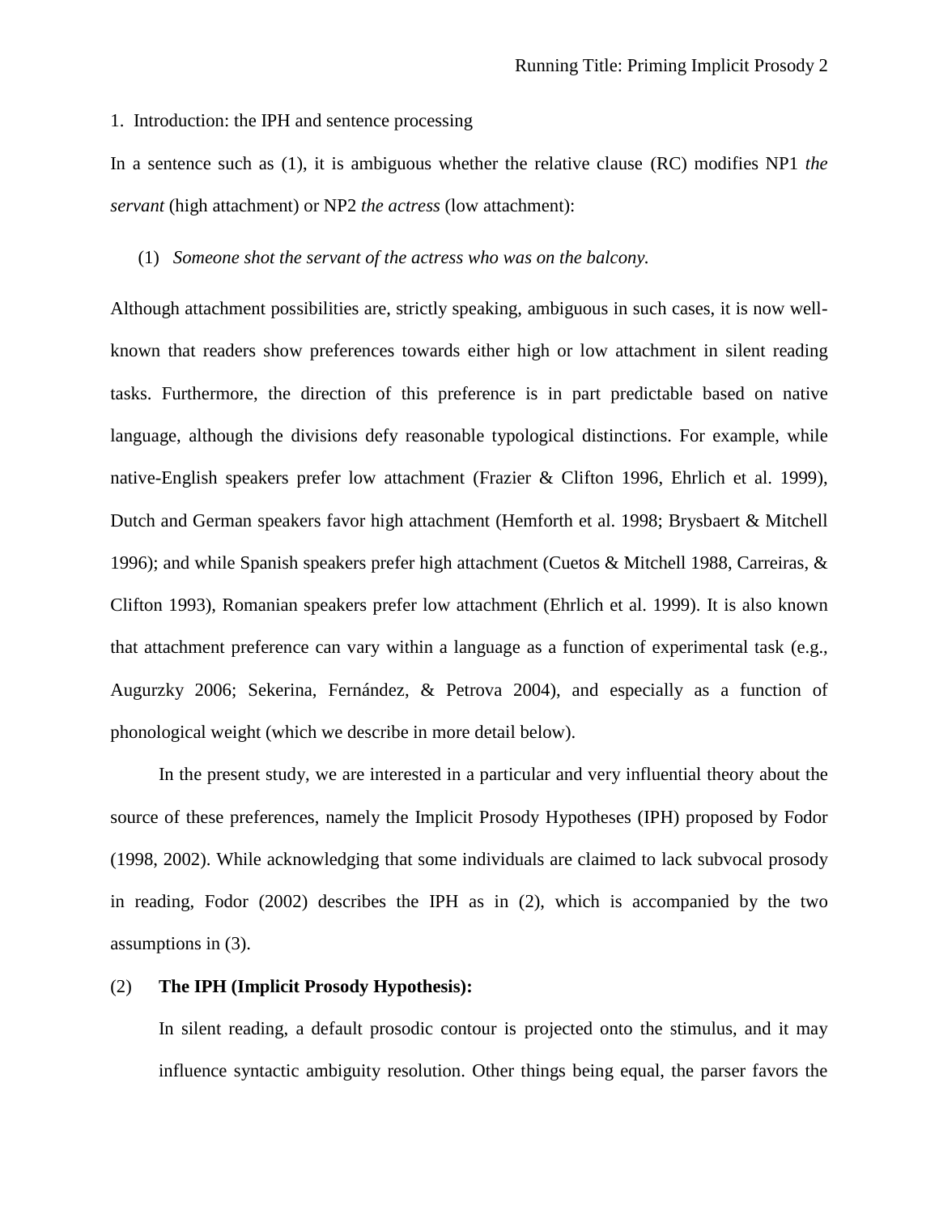## 1. Introduction: the IPH and sentence processing

In a sentence such as (1), it is ambiguous whether the relative clause (RC) modifies NP1 *the servant* (high attachment) or NP2 *the actress* (low attachment):

(1) *Someone shot the servant of the actress who was on the balcony.*

Although attachment possibilities are, strictly speaking, ambiguous in such cases, it is now well-known that readers show preferences towards either high or low attachment in silent reading tasks. Furthermore, the direction of this preference is in part predictable based on native language, although the divisions defy reasonable typological distinctions. For example, while native-English speakers prefer low attachment (Frazier & Clifton 1996, Ehrlich et al. 1999), Dutch and German speakers favor high attachment (Hemforth et al. 1998; Brysbaert & Mitchell 1996); and while Spanish speakers prefer high attachment (Cuetos & Mitchell 1988, Carreiras, & Clifton 1993), Romanian speakers prefer low attachment (Ehrlich et al. 1999). It is also known that attachment preference can vary within a language as a function of experimental task (e.g., Augurzky 2006; Sekerina, Fernández, & Petrova 2004), and especially as a function of phonological weight (which we describe in more detail below).

In the present study, we are interested in a particular and very influential theory about the source of these preferences, namely the Implicit Prosody Hypotheses (IPH) proposed by Fodor (1998, 2002). While acknowledging that some individuals are claimed to lack subvocal prosody in reading, Fodor (2002) describes the IPH as in (2), which is accompanied by the two assumptions in (3).

(2) **The IPH (Implicit Prosody Hypothesis):**

In silent reading, a default prosodic contour is projected onto the stimulus, and it may influence syntactic ambiguity resolution. Other things being equal, the parser favors the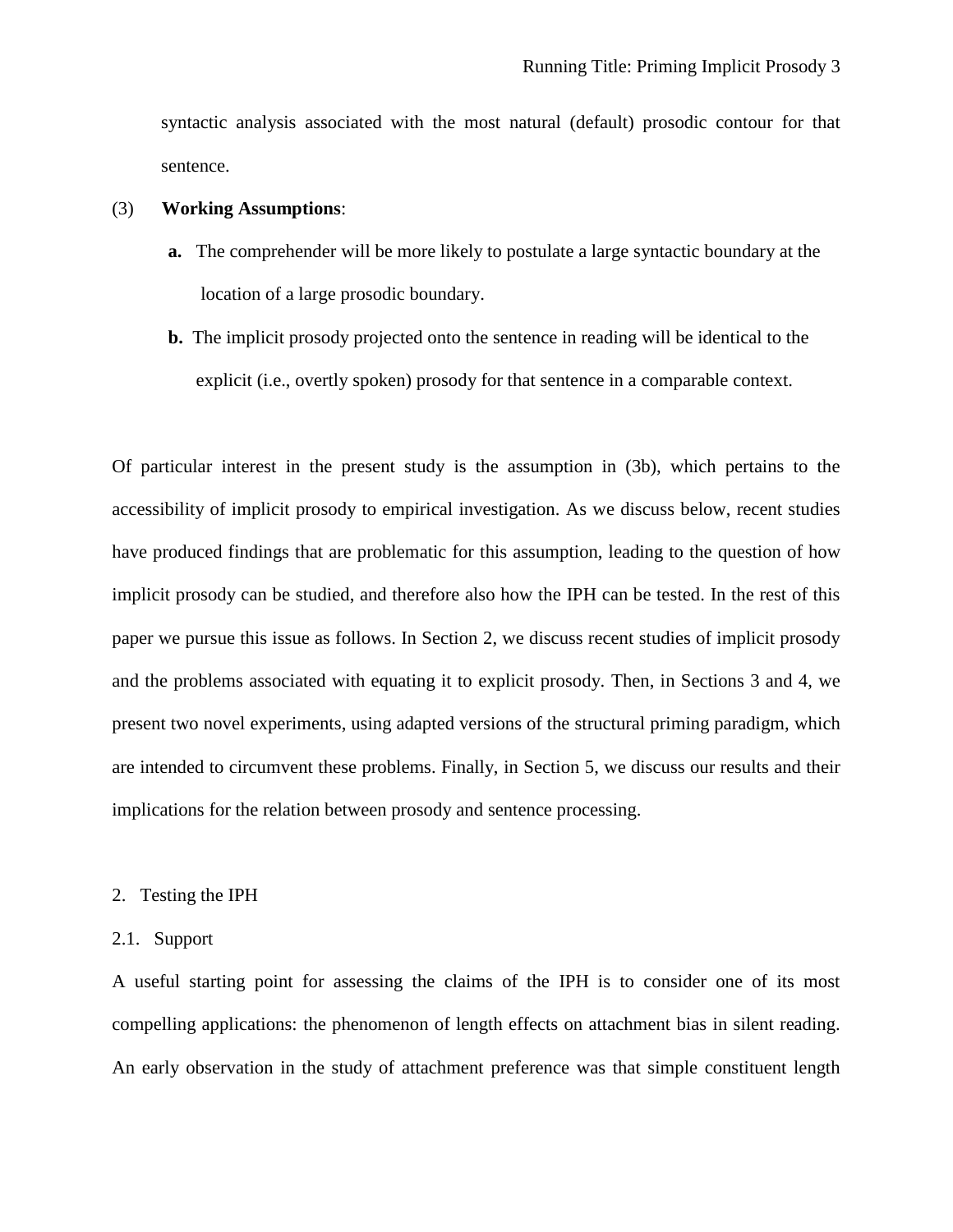syntactic analysis associated with the most natural (default) prosodic contour for that sentence.

(3) **Working Assumptions**:

  **a.** The comprehender will be more likely to postulate a large syntactic boundary at the location of a large prosodic boundary.

  **b.** The implicit prosody projected onto the sentence in reading will be identical to the explicit (i.e., overtly spoken) prosody for that sentence in a comparable context.

Of particular interest in the present study is the assumption in (3b), which pertains to the accessibility of implicit prosody to empirical investigation. As we discuss below, recent studies have produced findings that are problematic for this assumption, leading to the question of how implicit prosody can be studied, and therefore also how the IPH can be tested. In the rest of this paper we pursue this issue as follows. In Section 2, we discuss recent studies of implicit prosody and the problems associated with equating it to explicit prosody. Then, in Sections 3 and 4, we present two novel experiments, using adapted versions of the structural priming paradigm, which are intended to circumvent these problems. Finally, in Section 5, we discuss our results and their implications for the relation between prosody and sentence processing.

## 2. Testing the IPH

### 2.1. Support

A useful starting point for assessing the claims of the IPH is to consider one of its most compelling applications: the phenomenon of length effects on attachment bias in silent reading. An early observation in the study of attachment preference was that simple constituent length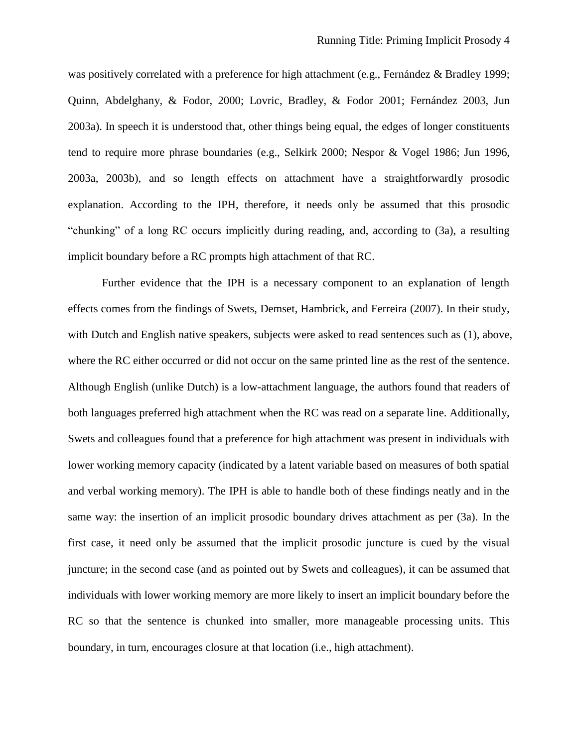was positively correlated with a preference for high attachment (e.g., Fernández & Bradley 1999; Quinn, Abdelghany, & Fodor, 2000; Lovric, Bradley, & Fodor 2001; Fernández 2003, Jun 2003a). In speech it is understood that, other things being equal, the edges of longer constituents tend to require more phrase boundaries (e.g., Selkirk 2000; Nespor & Vogel 1986; Jun 1996, 2003a, 2003b), and so length effects on attachment have a straightforwardly prosodic explanation. According to the IPH, therefore, it needs only be assumed that this prosodic "chunking" of a long RC occurs implicitly during reading, and, according to (3a), a resulting implicit boundary before a RC prompts high attachment of that RC.

Further evidence that the IPH is a necessary component to an explanation of length effects comes from the findings of Swets, Demset, Hambrick, and Ferreira (2007). In their study, with Dutch and English native speakers, subjects were asked to read sentences such as (1), above, where the RC either occurred or did not occur on the same printed line as the rest of the sentence. Although English (unlike Dutch) is a low-attachment language, the authors found that readers of both languages preferred high attachment when the RC was read on a separate line. Additionally, Swets and colleagues found that a preference for high attachment was present in individuals with lower working memory capacity (indicated by a latent variable based on measures of both spatial and verbal working memory). The IPH is able to handle both of these findings neatly and in the same way: the insertion of an implicit prosodic boundary drives attachment as per (3a). In the first case, it need only be assumed that the implicit prosodic juncture is cued by the visual juncture; in the second case (and as pointed out by Swets and colleagues), it can be assumed that individuals with lower working memory are more likely to insert an implicit boundary before the RC so that the sentence is chunked into smaller, more manageable processing units. This boundary, in turn, encourages closure at that location (i.e., high attachment).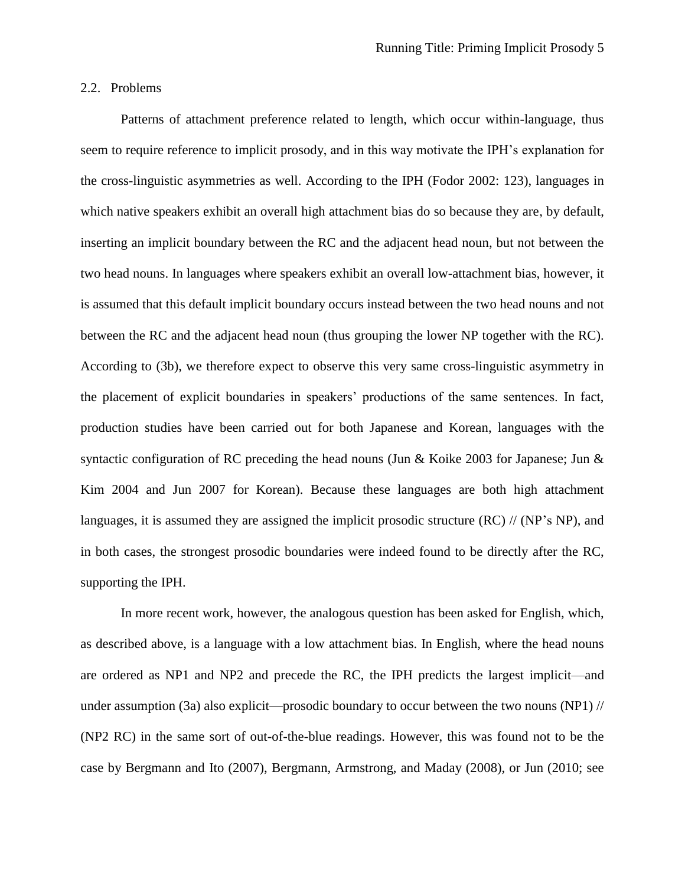## 2.2. Problems

Patterns of attachment preference related to length, which occur within-language, thus seem to require reference to implicit prosody, and in this way motivate the IPH's explanation for the cross-linguistic asymmetries as well. According to the IPH (Fodor 2002: 123), languages in which native speakers exhibit an overall high attachment bias do so because they are, by default, inserting an implicit boundary between the RC and the adjacent head noun, but not between the two head nouns. In languages where speakers exhibit an overall low-attachment bias, however, it is assumed that this default implicit boundary occurs instead between the two head nouns and not between the RC and the adjacent head noun (thus grouping the lower NP together with the RC). According to (3b), we therefore expect to observe this very same cross-linguistic asymmetry in the placement of explicit boundaries in speakers' productions of the same sentences. In fact, production studies have been carried out for both Japanese and Korean, languages with the syntactic configuration of RC preceding the head nouns (Jun & Koike 2003 for Japanese; Jun & Kim 2004 and Jun 2007 for Korean). Because these languages are both high attachment languages, it is assumed they are assigned the implicit prosodic structure (RC) // (NP's NP), and in both cases, the strongest prosodic boundaries were indeed found to be directly after the RC, supporting the IPH.

In more recent work, however, the analogous question has been asked for English, which, as described above, is a language with a low attachment bias. In English, where the head nouns are ordered as NP1 and NP2 and precede the RC, the IPH predicts the largest implicit—and under assumption (3a) also explicit—prosodic boundary to occur between the two nouns (NP1) // (NP2 RC) in the same sort of out-of-the-blue readings. However, this was found not to be the case by Bergmann and Ito (2007), Bergmann, Armstrong, and Maday (2008), or Jun (2010; see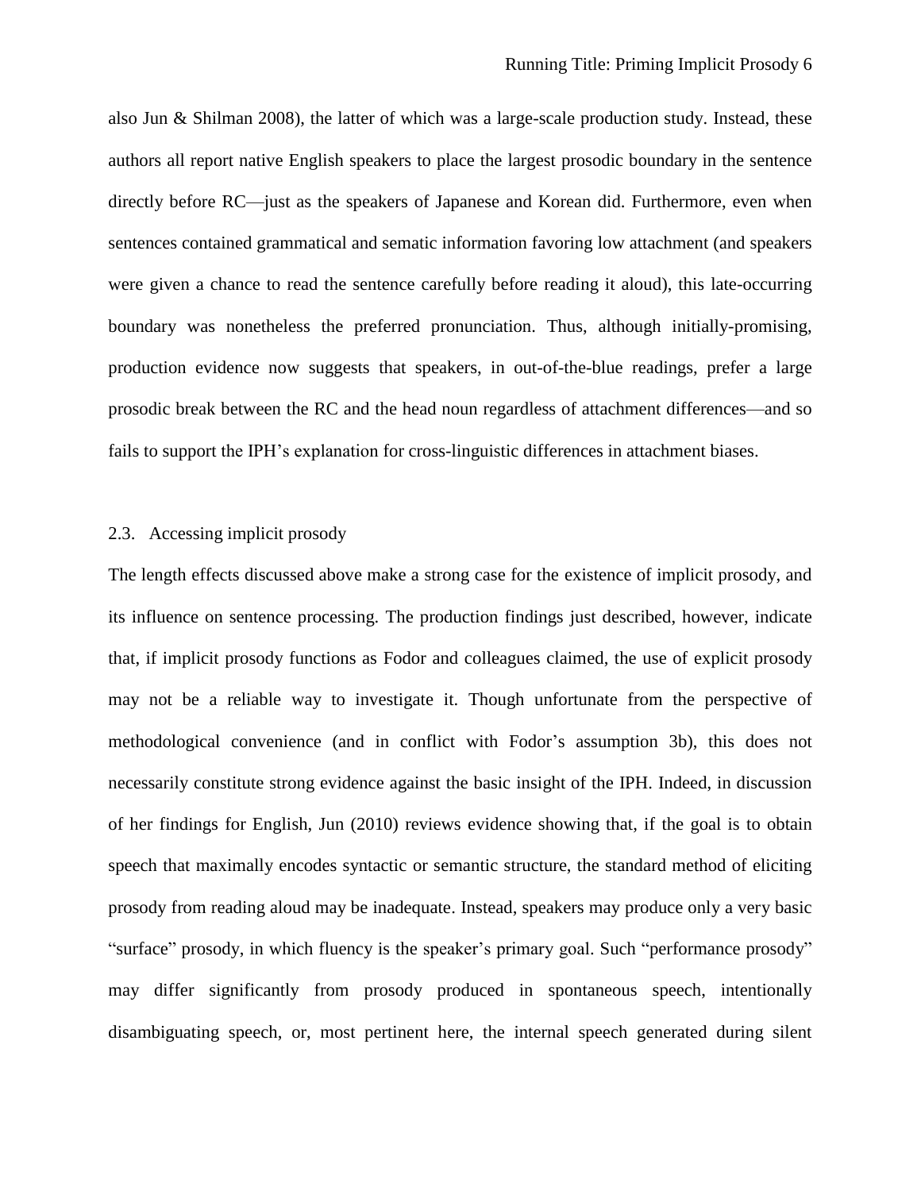also Jun & Shilman 2008), the latter of which was a large-scale production study. Instead, these authors all report native English speakers to place the largest prosodic boundary in the sentence directly before RC—just as the speakers of Japanese and Korean did. Furthermore, even when sentences contained grammatical and sematic information favoring low attachment (and speakers were given a chance to read the sentence carefully before reading it aloud), this late-occurring boundary was nonetheless the preferred pronunciation. Thus, although initially-promising, production evidence now suggests that speakers, in out-of-the-blue readings, prefer a large prosodic break between the RC and the head noun regardless of attachment differences—and so fails to support the IPH's explanation for cross-linguistic differences in attachment biases.

### 2.3. Accessing implicit prosody

The length effects discussed above make a strong case for the existence of implicit prosody, and its influence on sentence processing. The production findings just described, however, indicate that, if implicit prosody functions as Fodor and colleagues claimed, the use of explicit prosody may not be a reliable way to investigate it. Though unfortunate from the perspective of methodological convenience (and in conflict with Fodor's assumption 3b), this does not necessarily constitute strong evidence against the basic insight of the IPH. Indeed, in discussion of her findings for English, Jun (2010) reviews evidence showing that, if the goal is to obtain speech that maximally encodes syntactic or semantic structure, the standard method of eliciting prosody from reading aloud may be inadequate. Instead, speakers may produce only a very basic "surface" prosody, in which fluency is the speaker's primary goal. Such "performance prosody" may differ significantly from prosody produced in spontaneous speech, intentionally disambiguating speech, or, most pertinent here, the internal speech generated during silent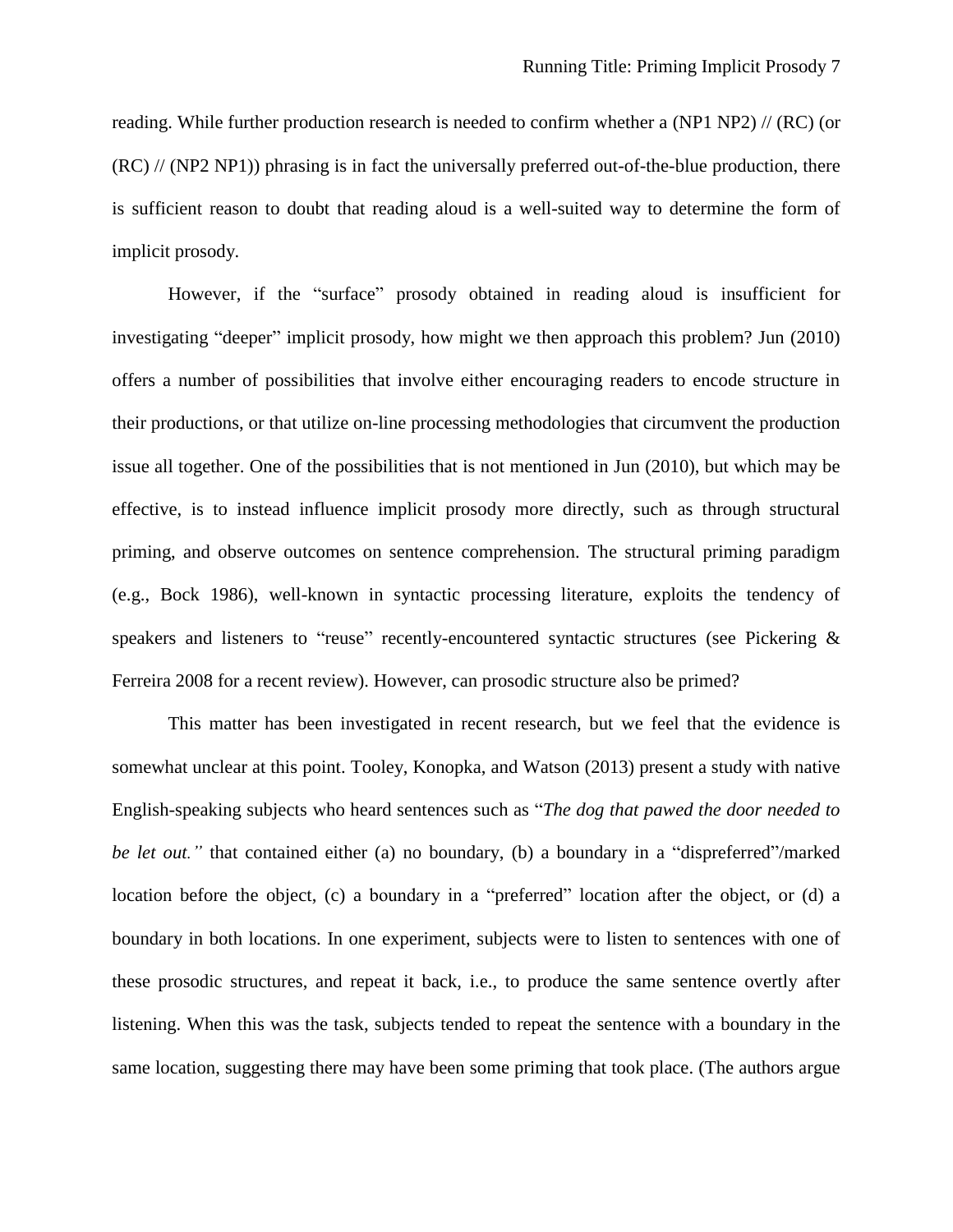reading. While further production research is needed to confirm whether a (NP1 NP2) // (RC) (or (RC) // (NP2 NP1)) phrasing is in fact the universally preferred out-of-the-blue production, there is sufficient reason to doubt that reading aloud is a well-suited way to determine the form of implicit prosody.

However, if the "surface" prosody obtained in reading aloud is insufficient for investigating "deeper" implicit prosody, how might we then approach this problem? Jun (2010) offers a number of possibilities that involve either encouraging readers to encode structure in their productions, or that utilize on-line processing methodologies that circumvent the production issue all together. One of the possibilities that is not mentioned in Jun (2010), but which may be effective, is to instead influence implicit prosody more directly, such as through structural priming, and observe outcomes on sentence comprehension. The structural priming paradigm (e.g., Bock 1986), well-known in syntactic processing literature, exploits the tendency of speakers and listeners to "reuse" recently-encountered syntactic structures (see Pickering & Ferreira 2008 for a recent review). However, can prosodic structure also be primed?

This matter has been investigated in recent research, but we feel that the evidence is somewhat unclear at this point. Tooley, Konopka, and Watson (2013) present a study with native English-speaking subjects who heard sentences such as "*The dog that pawed the door needed to be let out.*" that contained either (a) no boundary, (b) a boundary in a "dispreferred"/marked location before the object, (c) a boundary in a "preferred" location after the object, or (d) a boundary in both locations. In one experiment, subjects were to listen to sentences with one of these prosodic structures, and repeat it back, i.e., to produce the same sentence overtly after listening. When this was the task, subjects tended to repeat the sentence with a boundary in the same location, suggesting there may have been some priming that took place. (The authors argue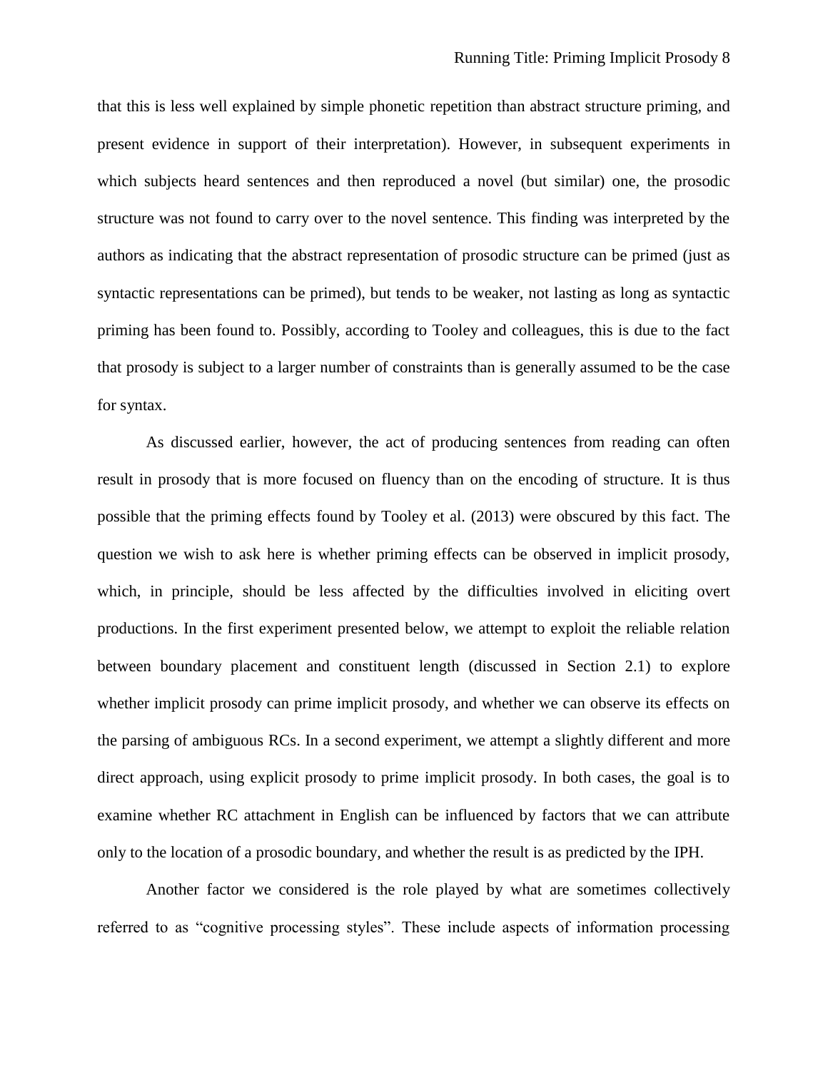that this is less well explained by simple phonetic repetition than abstract structure priming, and present evidence in support of their interpretation). However, in subsequent experiments in which subjects heard sentences and then reproduced a novel (but similar) one, the prosodic structure was not found to carry over to the novel sentence. This finding was interpreted by the authors as indicating that the abstract representation of prosodic structure can be primed (just as syntactic representations can be primed), but tends to be weaker, not lasting as long as syntactic priming has been found to. Possibly, according to Tooley and colleagues, this is due to the fact that prosody is subject to a larger number of constraints than is generally assumed to be the case for syntax.

As discussed earlier, however, the act of producing sentences from reading can often result in prosody that is more focused on fluency than on the encoding of structure. It is thus possible that the priming effects found by Tooley et al. (2013) were obscured by this fact. The question we wish to ask here is whether priming effects can be observed in implicit prosody, which, in principle, should be less affected by the difficulties involved in eliciting overt productions. In the first experiment presented below, we attempt to exploit the reliable relation between boundary placement and constituent length (discussed in Section 2.1) to explore whether implicit prosody can prime implicit prosody, and whether we can observe its effects on the parsing of ambiguous RCs. In a second experiment, we attempt a slightly different and more direct approach, using explicit prosody to prime implicit prosody. In both cases, the goal is to examine whether RC attachment in English can be influenced by factors that we can attribute only to the location of a prosodic boundary, and whether the result is as predicted by the IPH.

Another factor we considered is the role played by what are sometimes collectively referred to as "cognitive processing styles". These include aspects of information processing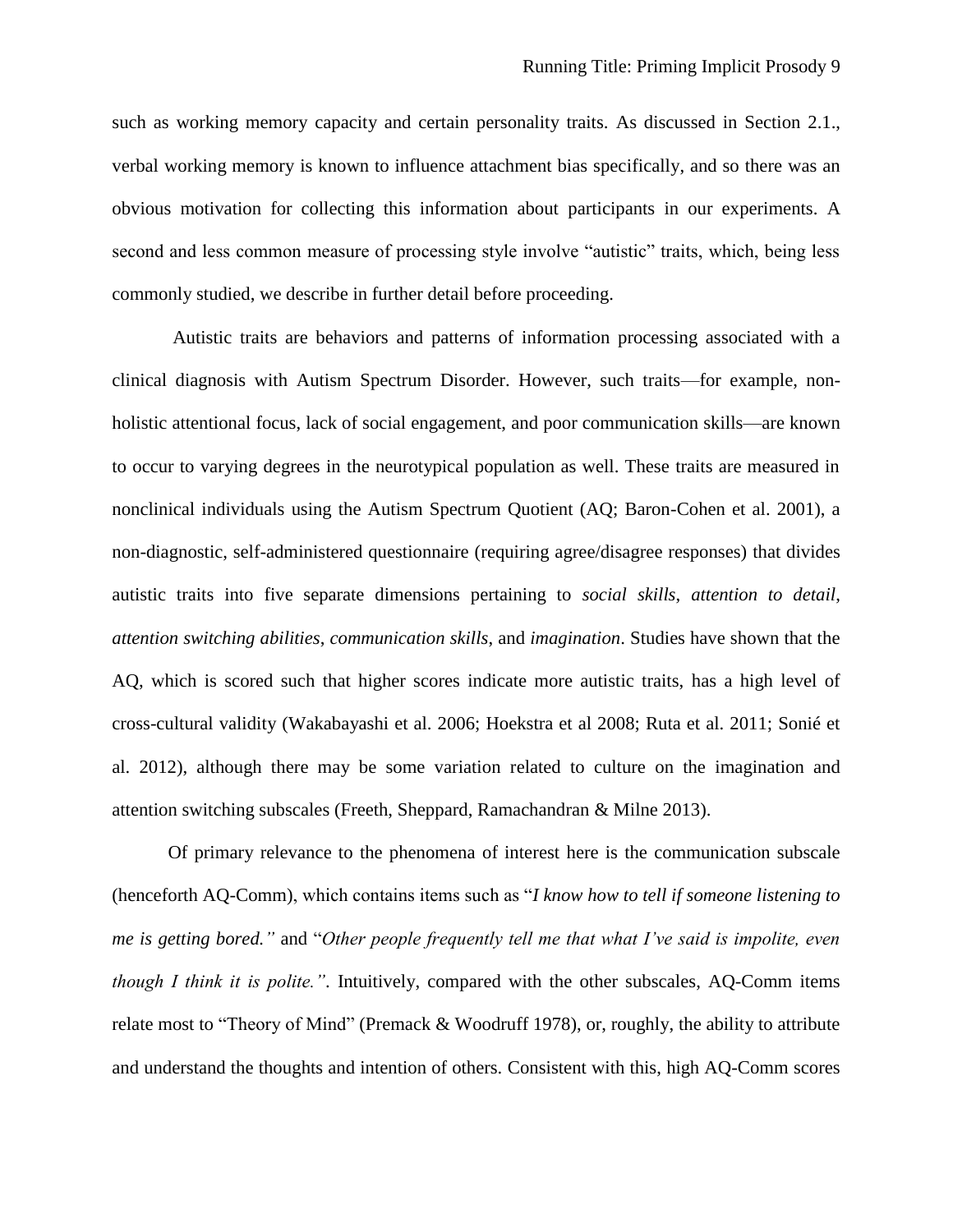such as working memory capacity and certain personality traits. As discussed in Section 2.1., verbal working memory is known to influence attachment bias specifically, and so there was an obvious motivation for collecting this information about participants in our experiments. A second and less common measure of processing style involve "autistic" traits, which, being less commonly studied, we describe in further detail before proceeding.

Autistic traits are behaviors and patterns of information processing associated with a clinical diagnosis with Autism Spectrum Disorder. However, such traits—for example, non-holistic attentional focus, lack of social engagement, and poor communication skills—are known to occur to varying degrees in the neurotypical population as well. These traits are measured in nonclinical individuals using the Autism Spectrum Quotient (AQ; Baron-Cohen et al. 2001), a non-diagnostic, self-administered questionnaire (requiring agree/disagree responses) that divides autistic traits into five separate dimensions pertaining to *social skills*, *attention to detail*, *attention switching abilities*, *communication skills,* and *imagination*. Studies have shown that the AQ, which is scored such that higher scores indicate more autistic traits, has a high level of cross-cultural validity (Wakabayashi et al. 2006; Hoekstra et al 2008; Ruta et al. 2011; Sonié et al. 2012), although there may be some variation related to culture on the imagination and attention switching subscales (Freeth, Sheppard, Ramachandran & Milne 2013).

Of primary relevance to the phenomena of interest here is the communication subscale (henceforth AQ-Comm), which contains items such as "*I know how to tell if someone listening to me is getting bored."* and "*Other people frequently tell me that what I've said is impolite, even though I think it is polite."*. Intuitively, compared with the other subscales, AQ-Comm items relate most to "Theory of Mind" (Premack & Woodruff 1978), or, roughly, the ability to attribute and understand the thoughts and intention of others. Consistent with this, high AQ-Comm scores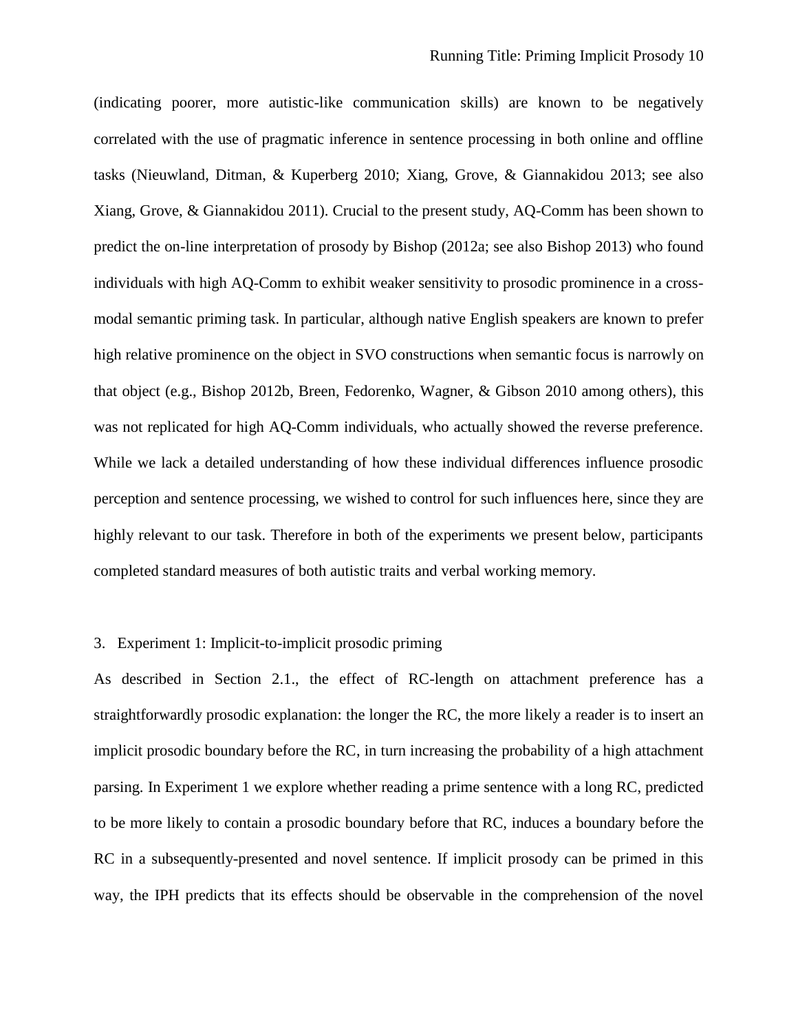(indicating poorer, more autistic-like communication skills) are known to be negatively correlated with the use of pragmatic inference in sentence processing in both online and offline tasks (Nieuwland, Ditman, & Kuperberg 2010; Xiang, Grove, & Giannakidou 2013; see also Xiang, Grove, & Giannakidou 2011). Crucial to the present study, AQ-Comm has been shown to predict the on-line interpretation of prosody by Bishop (2012a; see also Bishop 2013) who found individuals with high AQ-Comm to exhibit weaker sensitivity to prosodic prominence in a cross-modal semantic priming task. In particular, although native English speakers are known to prefer high relative prominence on the object in SVO constructions when semantic focus is narrowly on that object (e.g., Bishop 2012b, Breen, Fedorenko, Wagner, & Gibson 2010 among others), this was not replicated for high AQ-Comm individuals, who actually showed the reverse preference. While we lack a detailed understanding of how these individual differences influence prosodic perception and sentence processing, we wished to control for such influences here, since they are highly relevant to our task. Therefore in both of the experiments we present below, participants completed standard measures of both autistic traits and verbal working memory.

## 3. Experiment 1: Implicit-to-implicit prosodic priming

As described in Section 2.1., the effect of RC-length on attachment preference has a straightforwardly prosodic explanation: the longer the RC, the more likely a reader is to insert an implicit prosodic boundary before the RC, in turn increasing the probability of a high attachment parsing. In Experiment 1 we explore whether reading a prime sentence with a long RC, predicted to be more likely to contain a prosodic boundary before that RC, induces a boundary before the RC in a subsequently-presented and novel sentence. If implicit prosody can be primed in this way, the IPH predicts that its effects should be observable in the comprehension of the novel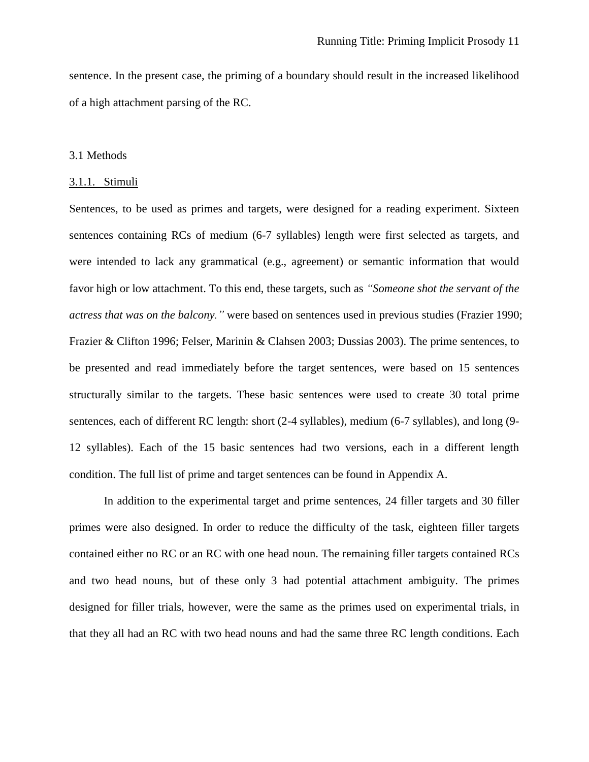sentence. In the present case, the priming of a boundary should result in the increased likelihood of a high attachment parsing of the RC.

## 3.1 Methods

### 3.1.1. Stimuli

Sentences, to be used as primes and targets, were designed for a reading experiment. Sixteen sentences containing RCs of medium (6-7 syllables) length were first selected as targets, and were intended to lack any grammatical (e.g., agreement) or semantic information that would favor high or low attachment. To this end, these targets, such as *"Someone shot the servant of the actress that was on the balcony."* were based on sentences used in previous studies (Frazier 1990; Frazier & Clifton 1996; Felser, Marinin & Clahsen 2003; Dussias 2003). The prime sentences, to be presented and read immediately before the target sentences, were based on 15 sentences structurally similar to the targets. These basic sentences were used to create 30 total prime sentences, each of different RC length: short (2-4 syllables), medium (6-7 syllables), and long (9-12 syllables). Each of the 15 basic sentences had two versions, each in a different length condition. The full list of prime and target sentences can be found in Appendix A.

In addition to the experimental target and prime sentences, 24 filler targets and 30 filler primes were also designed. In order to reduce the difficulty of the task, eighteen filler targets contained either no RC or an RC with one head noun. The remaining filler targets contained RCs and two head nouns, but of these only 3 had potential attachment ambiguity. The primes designed for filler trials, however, were the same as the primes used on experimental trials, in that they all had an RC with two head nouns and had the same three RC length conditions. Each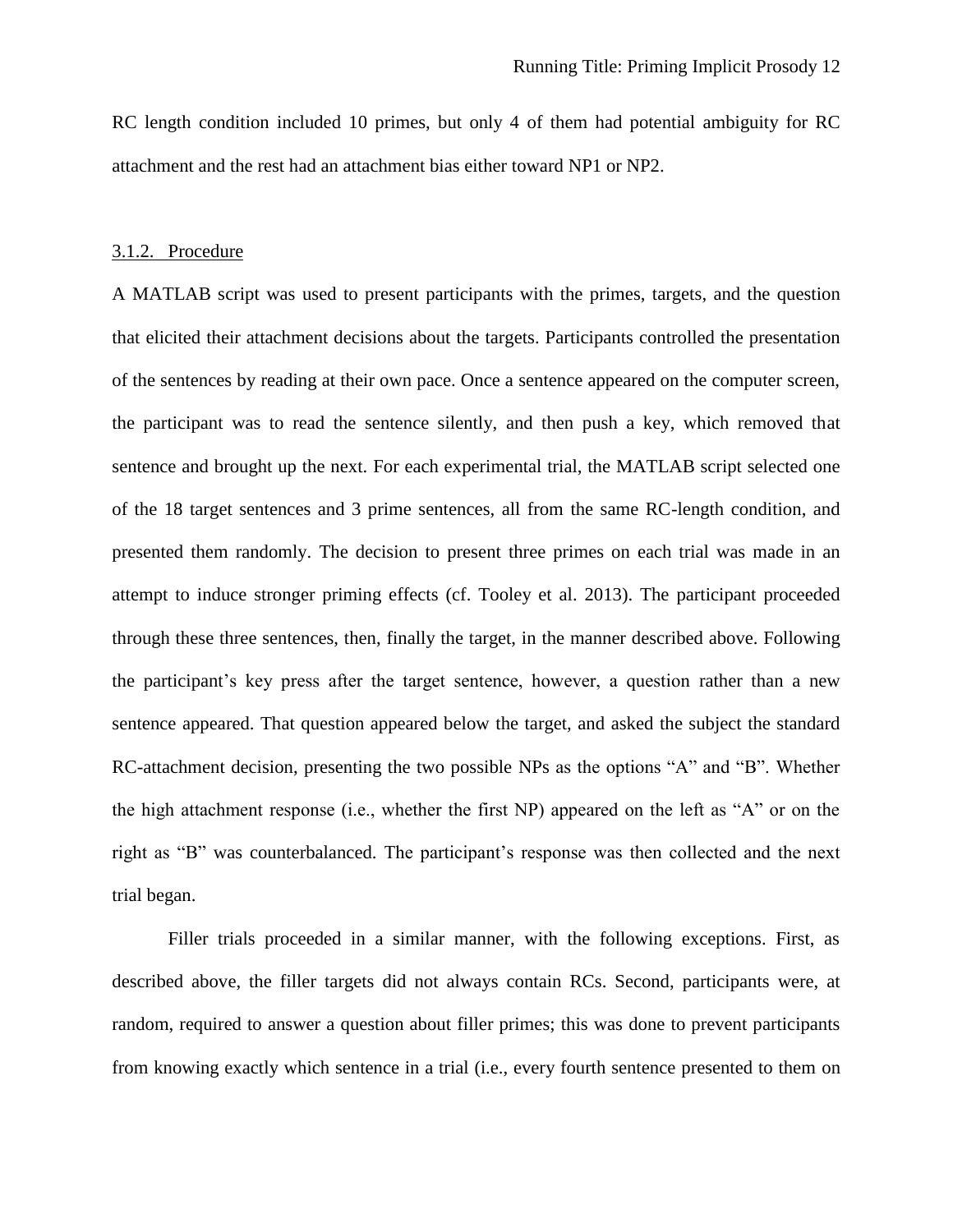RC length condition included 10 primes, but only 4 of them had potential ambiguity for RC attachment and the rest had an attachment bias either toward NP1 or NP2.

### 3.1.2. Procedure

A MATLAB script was used to present participants with the primes, targets, and the question that elicited their attachment decisions about the targets. Participants controlled the presentation of the sentences by reading at their own pace. Once a sentence appeared on the computer screen, the participant was to read the sentence silently, and then push a key, which removed that sentence and brought up the next. For each experimental trial, the MATLAB script selected one of the 18 target sentences and 3 prime sentences, all from the same RC-length condition, and presented them randomly. The decision to present three primes on each trial was made in an attempt to induce stronger priming effects (cf. Tooley et al. 2013). The participant proceeded through these three sentences, then, finally the target, in the manner described above. Following the participant's key press after the target sentence, however, a question rather than a new sentence appeared. That question appeared below the target, and asked the subject the standard RC-attachment decision, presenting the two possible NPs as the options "A" and "B". Whether the high attachment response (i.e., whether the first NP) appeared on the left as "A" or on the right as "B" was counterbalanced. The participant's response was then collected and the next trial began.

Filler trials proceeded in a similar manner, with the following exceptions. First, as described above, the filler targets did not always contain RCs. Second, participants were, at random, required to answer a question about filler primes; this was done to prevent participants from knowing exactly which sentence in a trial (i.e., every fourth sentence presented to them on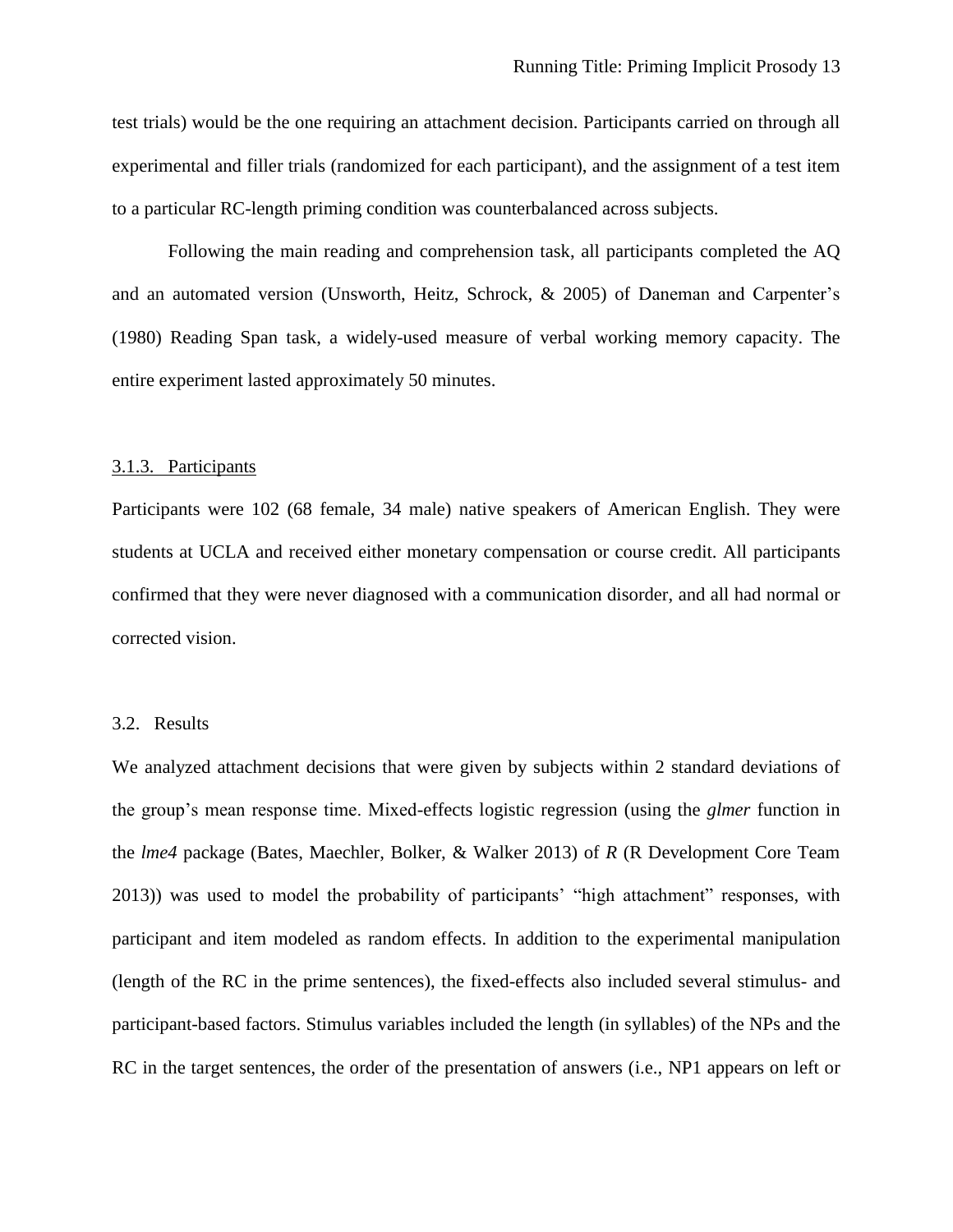test trials) would be the one requiring an attachment decision. Participants carried on through all experimental and filler trials (randomized for each participant), and the assignment of a test item to a particular RC-length priming condition was counterbalanced across subjects.

Following the main reading and comprehension task, all participants completed the AQ and an automated version (Unsworth, Heitz, Schrock, & 2005) of Daneman and Carpenter's (1980) Reading Span task, a widely-used measure of verbal working memory capacity. The entire experiment lasted approximately 50 minutes.

### 3.1.3. Participants

Participants were 102 (68 female, 34 male) native speakers of American English. They were students at UCLA and received either monetary compensation or course credit. All participants confirmed that they were never diagnosed with a communication disorder, and all had normal or corrected vision.

## 3.2. Results

We analyzed attachment decisions that were given by subjects within 2 standard deviations of the group's mean response time. Mixed-effects logistic regression (using the *glmer* function in the *lme4* package (Bates, Maechler, Bolker, & Walker 2013) of *R* (R Development Core Team 2013)) was used to model the probability of participants' "high attachment" responses, with participant and item modeled as random effects. In addition to the experimental manipulation (length of the RC in the prime sentences), the fixed-effects also included several stimulus- and participant-based factors. Stimulus variables included the length (in syllables) of the NPs and the RC in the target sentences, the order of the presentation of answers (i.e., NP1 appears on left or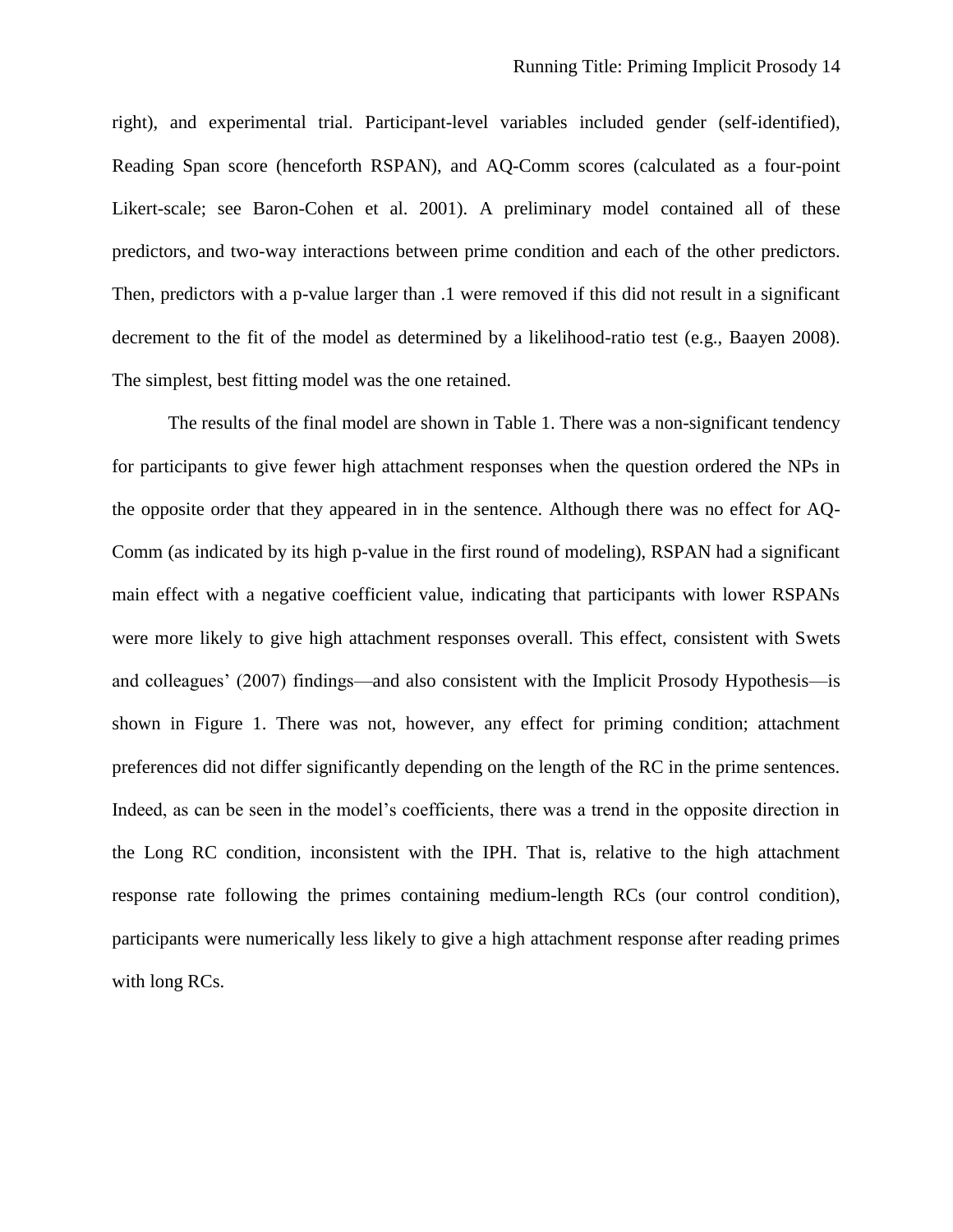right), and experimental trial. Participant-level variables included gender (self-identified), Reading Span score (henceforth RSPAN), and AQ-Comm scores (calculated as a four-point Likert-scale; see Baron-Cohen et al. 2001). A preliminary model contained all of these predictors, and two-way interactions between prime condition and each of the other predictors. Then, predictors with a p-value larger than .1 were removed if this did not result in a significant decrement to the fit of the model as determined by a likelihood-ratio test (e.g., Baayen 2008). The simplest, best fitting model was the one retained.

The results of the final model are shown in Table 1. There was a non-significant tendency for participants to give fewer high attachment responses when the question ordered the NPs in the opposite order that they appeared in in the sentence. Although there was no effect for AQ-Comm (as indicated by its high p-value in the first round of modeling), RSPAN had a significant main effect with a negative coefficient value, indicating that participants with lower RSPANs were more likely to give high attachment responses overall. This effect, consistent with Swets and colleagues' (2007) findings—and also consistent with the Implicit Prosody Hypothesis—is shown in Figure 1. There was not, however, any effect for priming condition; attachment preferences did not differ significantly depending on the length of the RC in the prime sentences. Indeed, as can be seen in the model's coefficients, there was a trend in the opposite direction in the Long RC condition, inconsistent with the IPH. That is, relative to the high attachment response rate following the primes containing medium-length RCs (our control condition), participants were numerically less likely to give a high attachment response after reading primes with long RCs.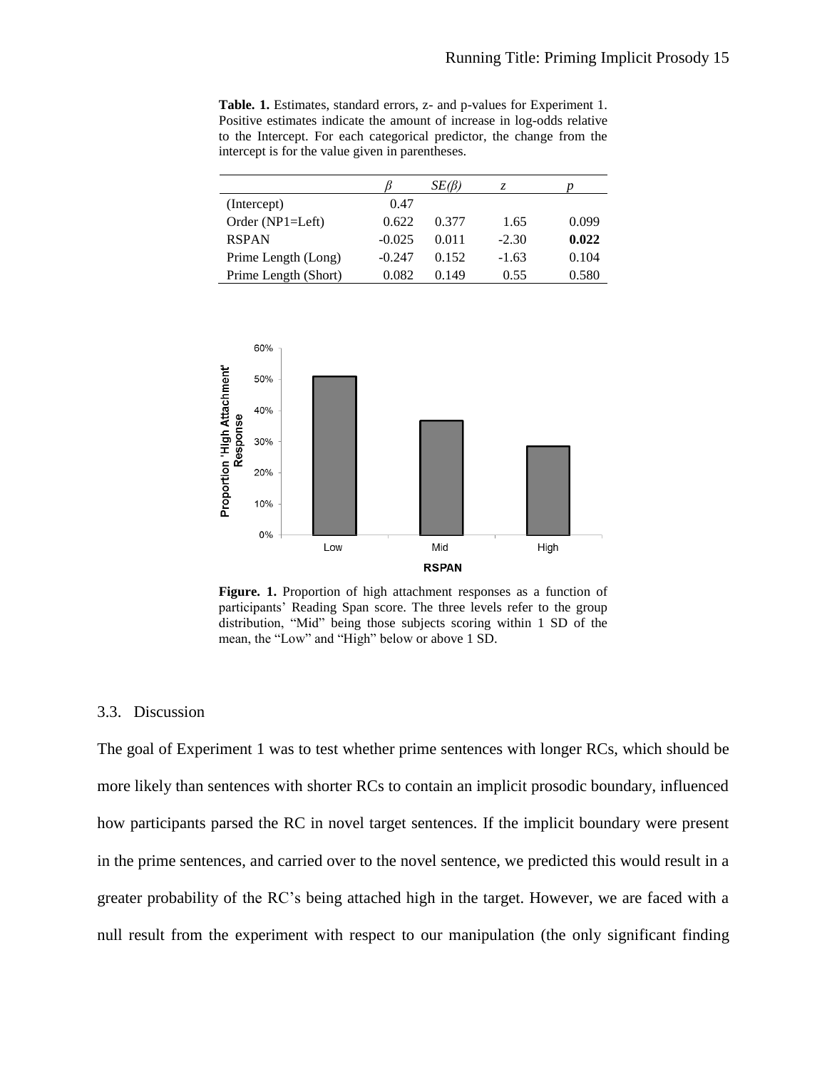**Table. 1.** Estimates, standard errors, z- and p-values for Experiment 1. Positive estimates indicate the amount of increase in log-odds relative to the Intercept. For each categorical predictor, the change from the intercept is for the value given in parentheses.

| | $\beta$ | $SE(\beta)$ | $z$ | $p$ |
|---|---|---|---|---|
| (Intercept) | 0.47 | | | |
| Order (NP1=Left) | 0.622 | 0.377 | 1.65 | 0.099 |
| RSPAN | -0.025 | 0.011 | -2.30 | **0.022** |
| Prime Length (Long) | -0.247 | 0.152 | -1.63 | 0.104 |
| Prime Length (Short) | 0.082 | 0.149 | 0.55 | 0.580 |

**Figure. 1.** Proportion of high attachment responses as a function of participants' Reading Span score. The three levels refer to the group distribution, "Mid" being those subjects scoring within 1 SD of the mean, the "Low" and "High" below or above 1 SD.

### 3.3. Discussion

The goal of Experiment 1 was to test whether prime sentences with longer RCs, which should be more likely than sentences with shorter RCs to contain an implicit prosodic boundary, influenced how participants parsed the RC in novel target sentences. If the implicit boundary were present in the prime sentences, and carried over to the novel sentence, we predicted this would result in a greater probability of the RC's being attached high in the target. However, we are faced with a null result from the experiment with respect to our manipulation (the only significant finding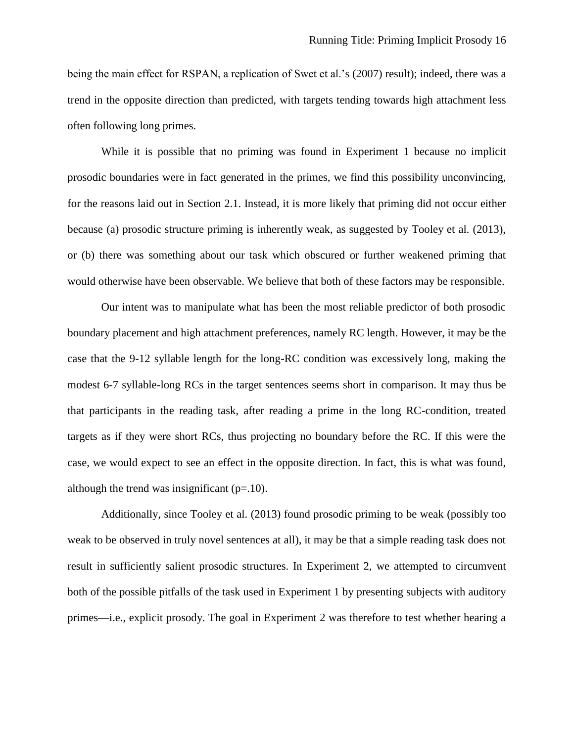being the main effect for RSPAN, a replication of Swet et al.'s (2007) result); indeed, there was a trend in the opposite direction than predicted, with targets tending towards high attachment less often following long primes.

While it is possible that no priming was found in Experiment 1 because no implicit prosodic boundaries were in fact generated in the primes, we find this possibility unconvincing, for the reasons laid out in Section 2.1. Instead, it is more likely that priming did not occur either because (a) prosodic structure priming is inherently weak, as suggested by Tooley et al. (2013), or (b) there was something about our task which obscured or further weakened priming that would otherwise have been observable. We believe that both of these factors may be responsible.

Our intent was to manipulate what has been the most reliable predictor of both prosodic boundary placement and high attachment preferences, namely RC length. However, it may be the case that the 9-12 syllable length for the long-RC condition was excessively long, making the modest 6-7 syllable-long RCs in the target sentences seems short in comparison. It may thus be that participants in the reading task, after reading a prime in the long RC-condition, treated targets as if they were short RCs, thus projecting no boundary before the RC. If this were the case, we would expect to see an effect in the opposite direction. In fact, this is what was found, although the trend was insignificant ($p=.10$).

Additionally, since Tooley et al. (2013) found prosodic priming to be weak (possibly too weak to be observed in truly novel sentences at all), it may be that a simple reading task does not result in sufficiently salient prosodic structures. In Experiment 2, we attempted to circumvent both of the possible pitfalls of the task used in Experiment 1 by presenting subjects with auditory primes—i.e., explicit prosody. The goal in Experiment 2 was therefore to test whether hearing a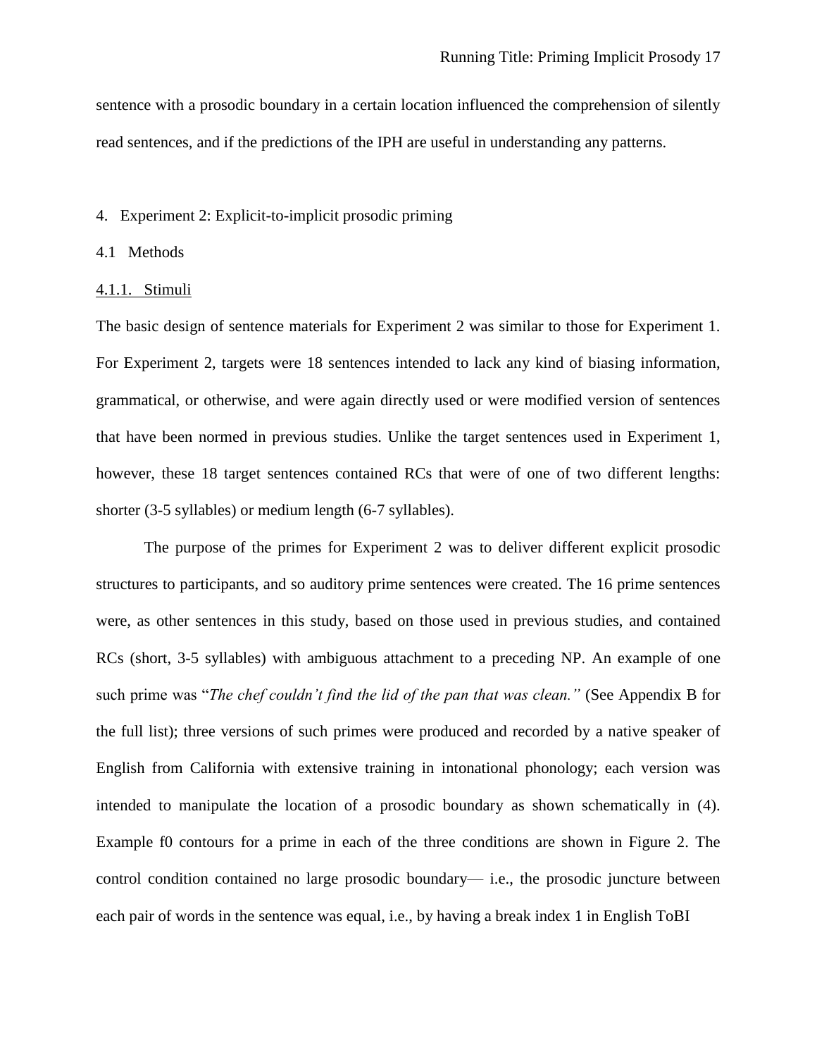sentence with a prosodic boundary in a certain location influenced the comprehension of silently read sentences, and if the predictions of the IPH are useful in understanding any patterns.

## 4. Experiment 2: Explicit-to-implicit prosodic priming

### 4.1 Methods

#### 4.1.1. Stimuli

The basic design of sentence materials for Experiment 2 was similar to those for Experiment 1. For Experiment 2, targets were 18 sentences intended to lack any kind of biasing information, grammatical, or otherwise, and were again directly used or were modified version of sentences that have been normed in previous studies. Unlike the target sentences used in Experiment 1, however, these 18 target sentences contained RCs that were of one of two different lengths: shorter (3-5 syllables) or medium length (6-7 syllables).

The purpose of the primes for Experiment 2 was to deliver different explicit prosodic structures to participants, and so auditory prime sentences were created. The 16 prime sentences were, as other sentences in this study, based on those used in previous studies, and contained RCs (short, 3-5 syllables) with ambiguous attachment to a preceding NP. An example of one such prime was "*The chef couldn't find the lid of the pan that was clean."* (See Appendix B for the full list); three versions of such primes were produced and recorded by a native speaker of English from California with extensive training in intonational phonology; each version was intended to manipulate the location of a prosodic boundary as shown schematically in (4). Example f0 contours for a prime in each of the three conditions are shown in Figure 2. The control condition contained no large prosodic boundary— i.e., the prosodic juncture between each pair of words in the sentence was equal, i.e., by having a break index 1 in English ToBI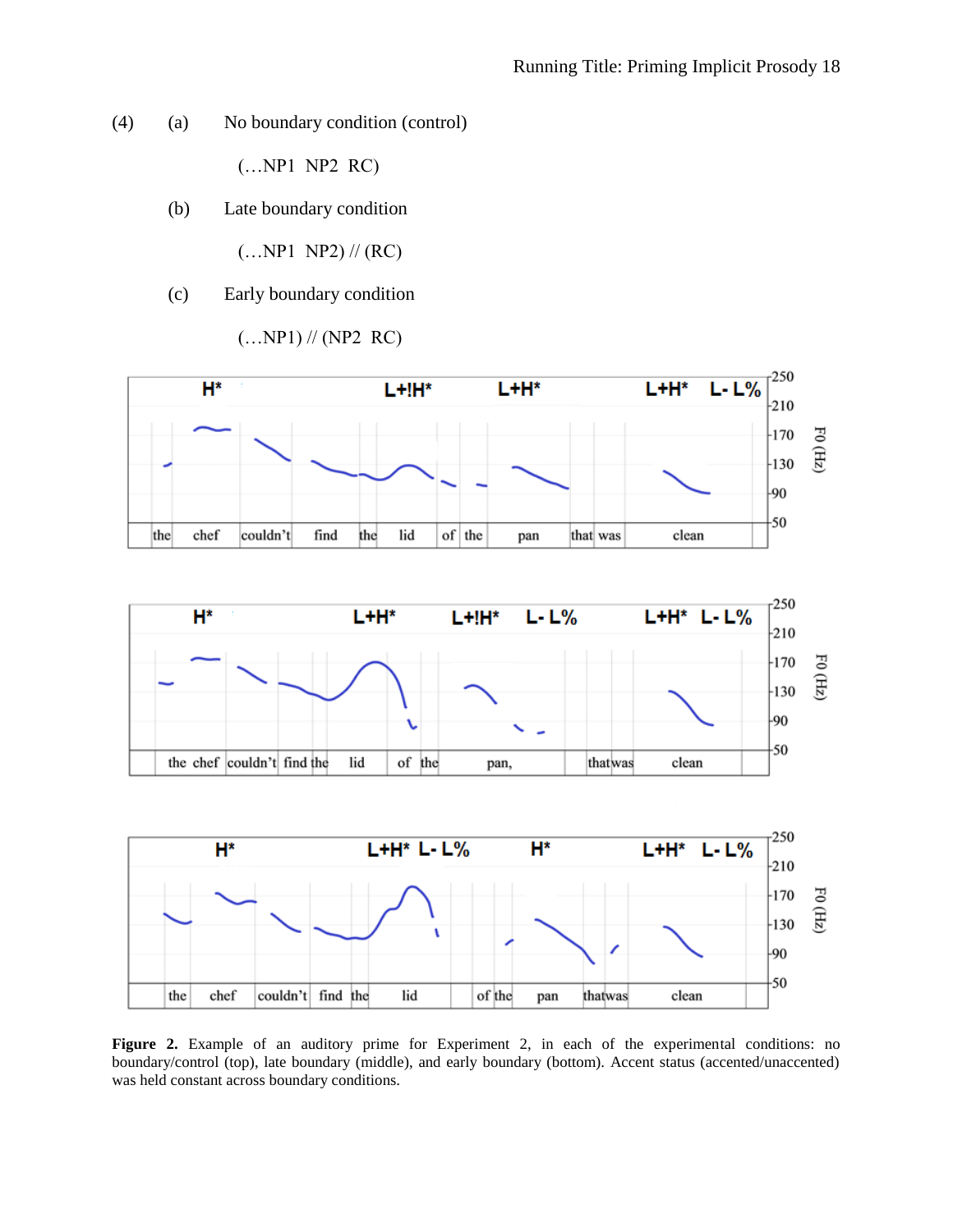(4) (a) No boundary condition (control)

(…NP1 NP2 RC)

(b) Late boundary condition

(…NP1 NP2) // (RC)

(c) Early boundary condition

(…NP1) // (NP2 RC)

**Figure 2.** Example of an auditory prime for Experiment 2, in each of the experimental conditions: no boundary/control (top), late boundary (middle), and early boundary (bottom). Accent status (accented/unaccented) was held constant across boundary conditions.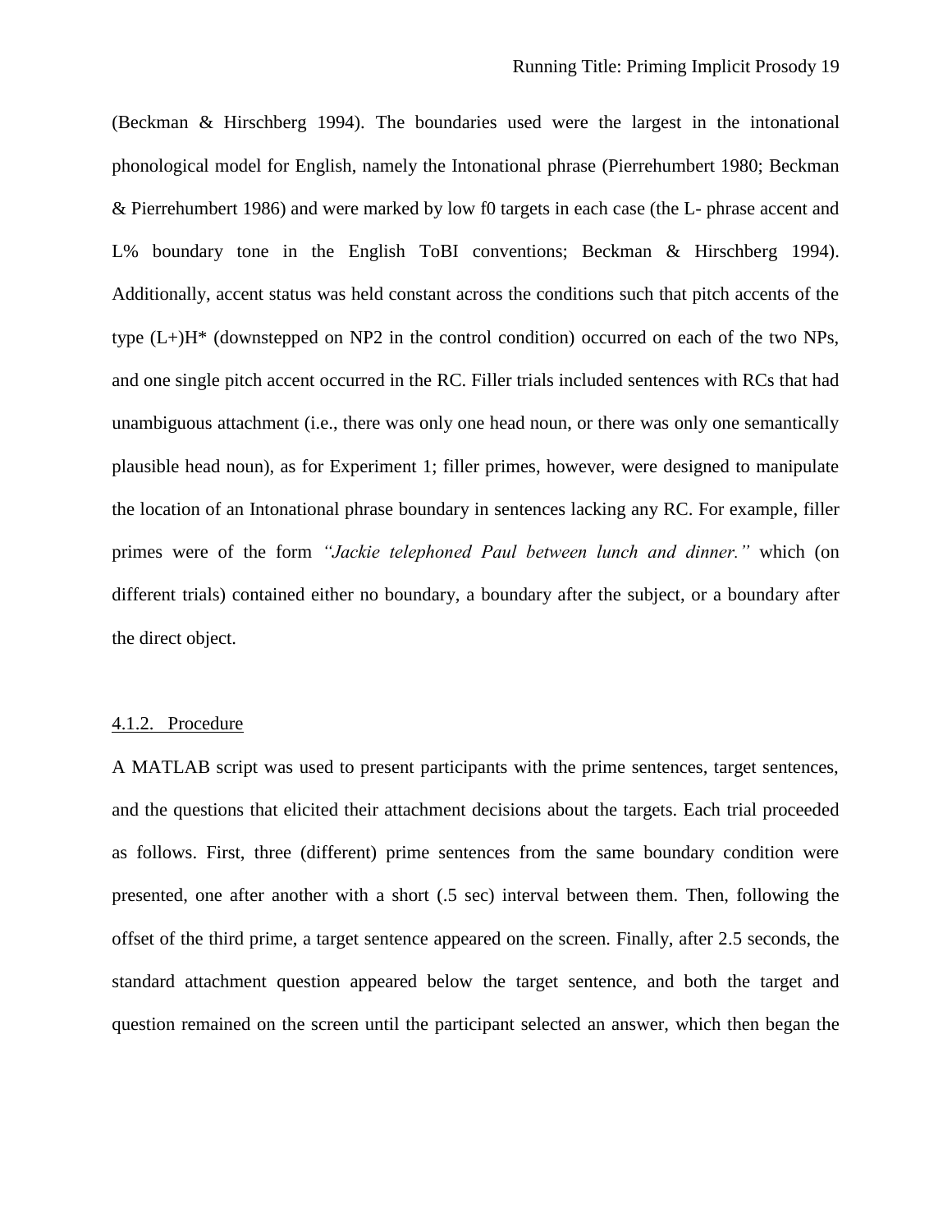(Beckman & Hirschberg 1994). The boundaries used were the largest in the intonational phonological model for English, namely the Intonational phrase (Pierrehumbert 1980; Beckman & Pierrehumbert 1986) and were marked by low f0 targets in each case (the L- phrase accent and L% boundary tone in the English ToBI conventions; Beckman & Hirschberg 1994). Additionally, accent status was held constant across the conditions such that pitch accents of the type (L+)H* (downstepped on NP2 in the control condition) occurred on each of the two NPs, and one single pitch accent occurred in the RC. Filler trials included sentences with RCs that had unambiguous attachment (i.e., there was only one head noun, or there was only one semantically plausible head noun), as for Experiment 1; filler primes, however, were designed to manipulate the location of an Intonational phrase boundary in sentences lacking any RC. For example, filler primes were of the form *"Jackie telephoned Paul between lunch and dinner."* which (on different trials) contained either no boundary, a boundary after the subject, or a boundary after the direct object.

#### 4.1.2. Procedure

A MATLAB script was used to present participants with the prime sentences, target sentences, and the questions that elicited their attachment decisions about the targets. Each trial proceeded as follows. First, three (different) prime sentences from the same boundary condition were presented, one after another with a short (.5 sec) interval between them. Then, following the offset of the third prime, a target sentence appeared on the screen. Finally, after 2.5 seconds, the standard attachment question appeared below the target sentence, and both the target and question remained on the screen until the participant selected an answer, which then began the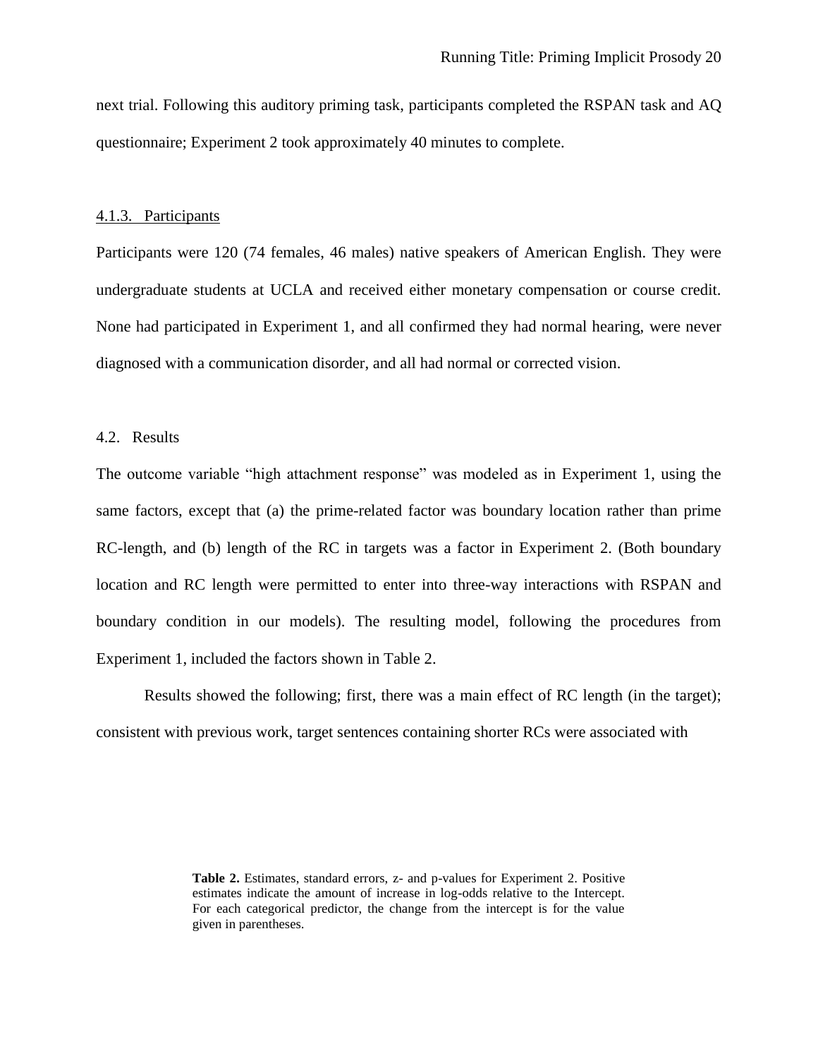next trial. Following this auditory priming task, participants completed the RSPAN task and AQ questionnaire; Experiment 2 took approximately 40 minutes to complete.

#### 4.1.3. Participants

Participants were 120 (74 females, 46 males) native speakers of American English. They were undergraduate students at UCLA and received either monetary compensation or course credit. None had participated in Experiment 1, and all confirmed they had normal hearing, were never diagnosed with a communication disorder, and all had normal or corrected vision.

### 4.2. Results

The outcome variable "high attachment response" was modeled as in Experiment 1, using the same factors, except that (a) the prime-related factor was boundary location rather than prime RC-length, and (b) length of the RC in targets was a factor in Experiment 2. (Both boundary location and RC length were permitted to enter into three-way interactions with RSPAN and boundary condition in our models). The resulting model, following the procedures from Experiment 1, included the factors shown in Table 2.

Results showed the following; first, there was a main effect of RC length (in the target); consistent with previous work, target sentences containing shorter RCs were associated with

**Table 2.** Estimates, standard errors, z- and p-values for Experiment 2. Positive estimates indicate the amount of increase in log-odds relative to the Intercept. For each categorical predictor, the change from the intercept is for the value given in parentheses.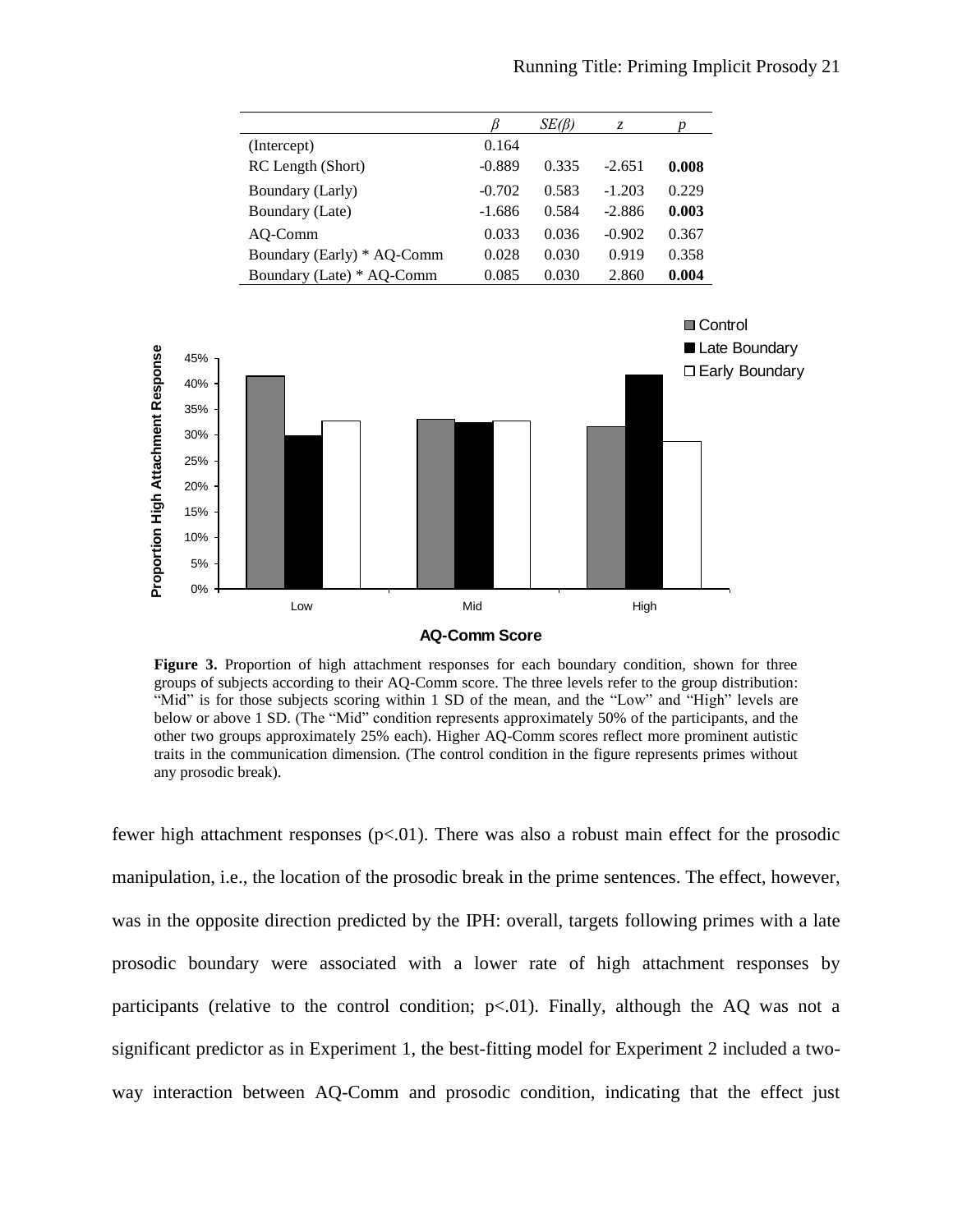| | $\beta$ | $SE(\beta)$ | $z$ | $p$ |
|---|---|---|---|---|
| (Intercept) | 0.164 | | | |
| RC Length (Short) | -0.889 | 0.335 | -2.651 | **0.008** |
| Boundary (Larly) | -0.702 | 0.583 | -1.203 | 0.229 |
| Boundary (Late) | -1.686 | 0.584 | -2.886 | **0.003** |
| AQ-Comm | 0.033 | 0.036 | -0.902 | 0.367 |
| Boundary (Early) * AQ-Comm | 0.028 | 0.030 | 0.919 | 0.358 |
| Boundary (Late) * AQ-Comm | 0.085 | 0.030 | 2.860 | **0.004** |

**Figure 3.** Proportion of high attachment responses for each boundary condition, shown for three groups of subjects according to their AQ-Comm score. The three levels refer to the group distribution: "Mid" is for those subjects scoring within 1 SD of the mean, and the "Low" and "High" levels are below or above 1 SD. (The "Mid" condition represents approximately 50% of the participants, and the other two groups approximately 25% each). Higher AQ-Comm scores reflect more prominent autistic traits in the communication dimension. (The control condition in the figure represents primes without any prosodic break).

fewer high attachment responses ($p<.01$). There was also a robust main effect for the prosodic manipulation, i.e., the location of the prosodic break in the prime sentences. The effect, however, was in the opposite direction predicted by the IPH: overall, targets following primes with a late prosodic boundary were associated with a lower rate of high attachment responses by participants (relative to the control condition; $p<.01$). Finally, although the AQ was not a significant predictor as in Experiment 1, the best-fitting model for Experiment 2 included a two-way interaction between AQ-Comm and prosodic condition, indicating that the effect just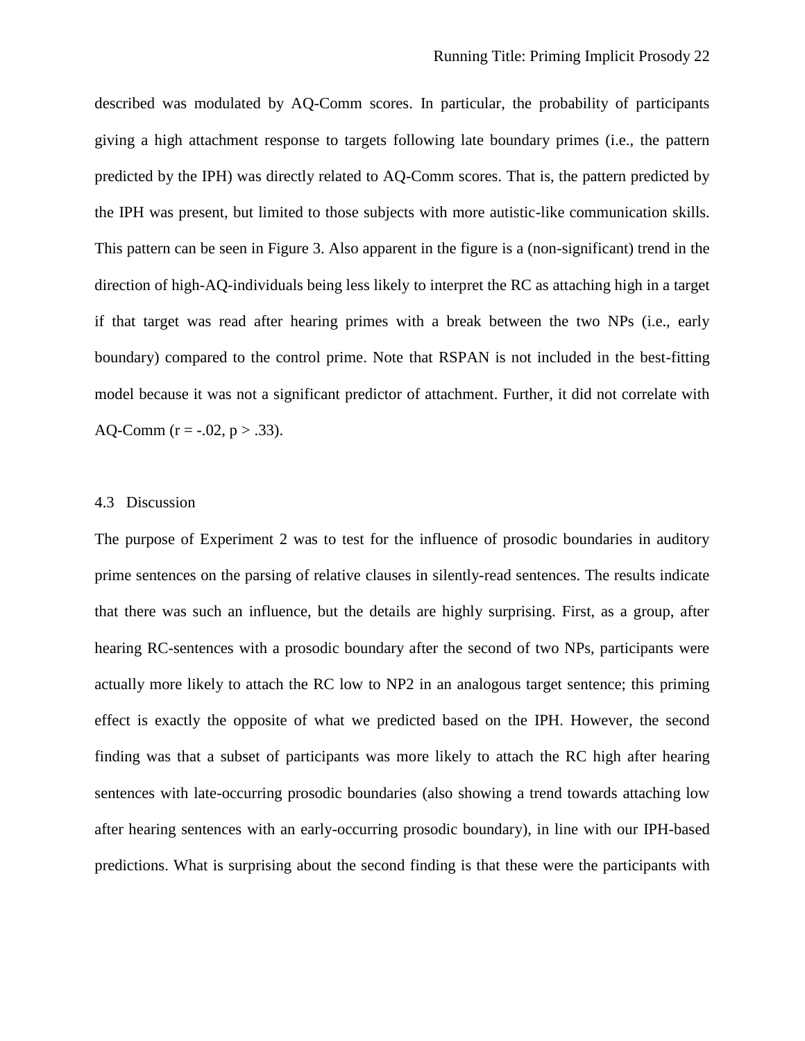described was modulated by AQ-Comm scores. In particular, the probability of participants giving a high attachment response to targets following late boundary primes (i.e., the pattern predicted by the IPH) was directly related to AQ-Comm scores. That is, the pattern predicted by the IPH was present, but limited to those subjects with more autistic-like communication skills. This pattern can be seen in Figure 3. Also apparent in the figure is a (non-significant) trend in the direction of high-AQ-individuals being less likely to interpret the RC as attaching high in a target if that target was read after hearing primes with a break between the two NPs (i.e., early boundary) compared to the control prime. Note that RSPAN is not included in the best-fitting model because it was not a significant predictor of attachment. Further, it did not correlate with AQ-Comm ($r = -.02$, $p > .33$).

### 4.3 Discussion

The purpose of Experiment 2 was to test for the influence of prosodic boundaries in auditory prime sentences on the parsing of relative clauses in silently-read sentences. The results indicate that there was such an influence, but the details are highly surprising. First, as a group, after hearing RC-sentences with a prosodic boundary after the second of two NPs, participants were actually more likely to attach the RC low to NP2 in an analogous target sentence; this priming effect is exactly the opposite of what we predicted based on the IPH. However, the second finding was that a subset of participants was more likely to attach the RC high after hearing sentences with late-occurring prosodic boundaries (also showing a trend towards attaching low after hearing sentences with an early-occurring prosodic boundary), in line with our IPH-based predictions. What is surprising about the second finding is that these were the participants with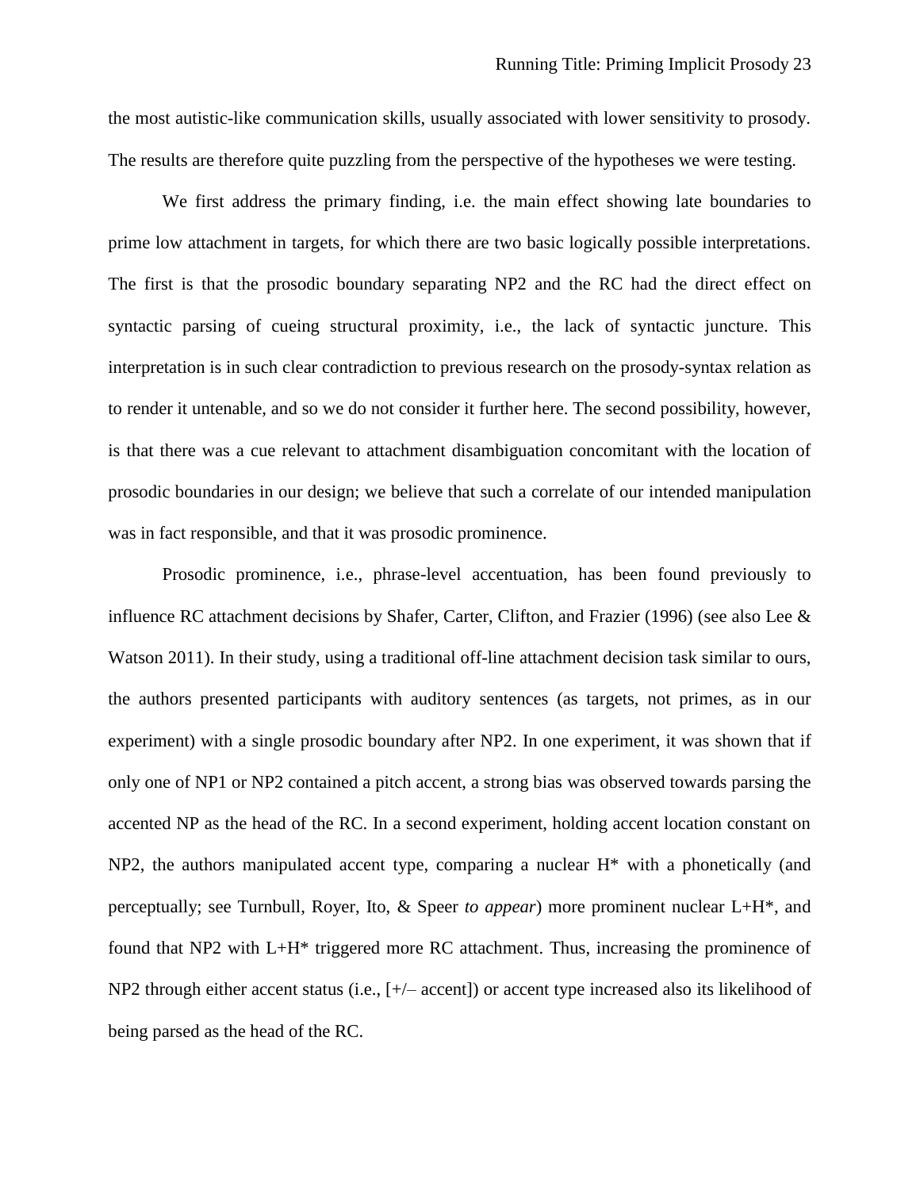the most autistic-like communication skills, usually associated with lower sensitivity to prosody. The results are therefore quite puzzling from the perspective of the hypotheses we were testing.

We first address the primary finding, i.e. the main effect showing late boundaries to prime low attachment in targets, for which there are two basic logically possible interpretations. The first is that the prosodic boundary separating NP2 and the RC had the direct effect on syntactic parsing of cueing structural proximity, i.e., the lack of syntactic juncture. This interpretation is in such clear contradiction to previous research on the prosody-syntax relation as to render it untenable, and so we do not consider it further here. The second possibility, however, is that there was a cue relevant to attachment disambiguation concomitant with the location of prosodic boundaries in our design; we believe that such a correlate of our intended manipulation was in fact responsible, and that it was prosodic prominence.

Prosodic prominence, i.e., phrase-level accentuation, has been found previously to influence RC attachment decisions by Shafer, Carter, Clifton, and Frazier (1996) (see also Lee & Watson 2011). In their study, using a traditional off-line attachment decision task similar to ours, the authors presented participants with auditory sentences (as targets, not primes, as in our experiment) with a single prosodic boundary after NP2. In one experiment, it was shown that if only one of NP1 or NP2 contained a pitch accent, a strong bias was observed towards parsing the accented NP as the head of the RC. In a second experiment, holding accent location constant on NP2, the authors manipulated accent type, comparing a nuclear H* with a phonetically (and perceptually; see Turnbull, Royer, Ito, & Speer *to appear*) more prominent nuclear L+H*, and found that NP2 with L+H* triggered more RC attachment. Thus, increasing the prominence of NP2 through either accent status (i.e., [+/– accent]) or accent type increased also its likelihood of being parsed as the head of the RC.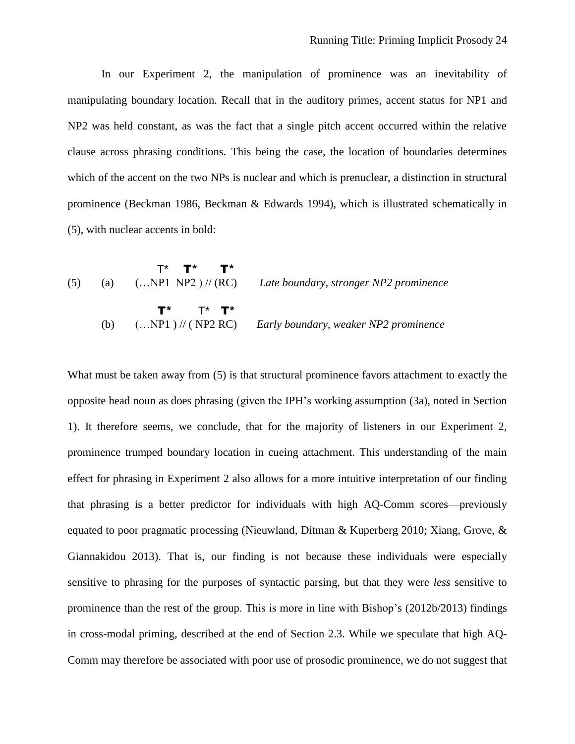In our Experiment 2, the manipulation of prominence was an inevitability of manipulating boundary location. Recall that in the auditory primes, accent status for NP1 and NP2 was held constant, as was the fact that a single pitch accent occurred within the relative clause across phrasing conditions. This being the case, the location of boundaries determines which of the accent on the two NPs is nuclear and which is prenuclear, a distinction in structural prominence (Beckman 1986, Beckman & Edwards 1994), which is illustrated schematically in (5), with nuclear accents in bold:

```
              T*   T*     T*
(5)  (a)   (…NP1  NP2 ) // (RC)     Late boundary, stronger NP2 prominence

              T*        T*  T*
     (b)   (…NP1 ) // ( NP2 RC)     Early boundary, weaker NP2 prominence
```

(5) (a) (…NP1 **NP2** ) // (**RC**) — T* **T*** **T*** — *Late boundary, stronger NP2 prominence*

(b) (…**NP1** ) // ( NP2 **RC**) — **T*** T* **T*** — *Early boundary, weaker NP2 prominence*

What must be taken away from (5) is that structural prominence favors attachment to exactly the opposite head noun as does phrasing (given the IPH's working assumption (3a), noted in Section 1). It therefore seems, we conclude, that for the majority of listeners in our Experiment 2, prominence trumped boundary location in cueing attachment. This understanding of the main effect for phrasing in Experiment 2 also allows for a more intuitive interpretation of our finding that phrasing is a better predictor for individuals with high AQ-Comm scores—previously equated to poor pragmatic processing (Nieuwland, Ditman & Kuperberg 2010; Xiang, Grove, & Giannakidou 2013). That is, our finding is not because these individuals were especially sensitive to phrasing for the purposes of syntactic parsing, but that they were *less* sensitive to prominence than the rest of the group. This is more in line with Bishop's (2012b/2013) findings in cross-modal priming, described at the end of Section 2.3. While we speculate that high AQ-Comm may therefore be associated with poor use of prosodic prominence, we do not suggest that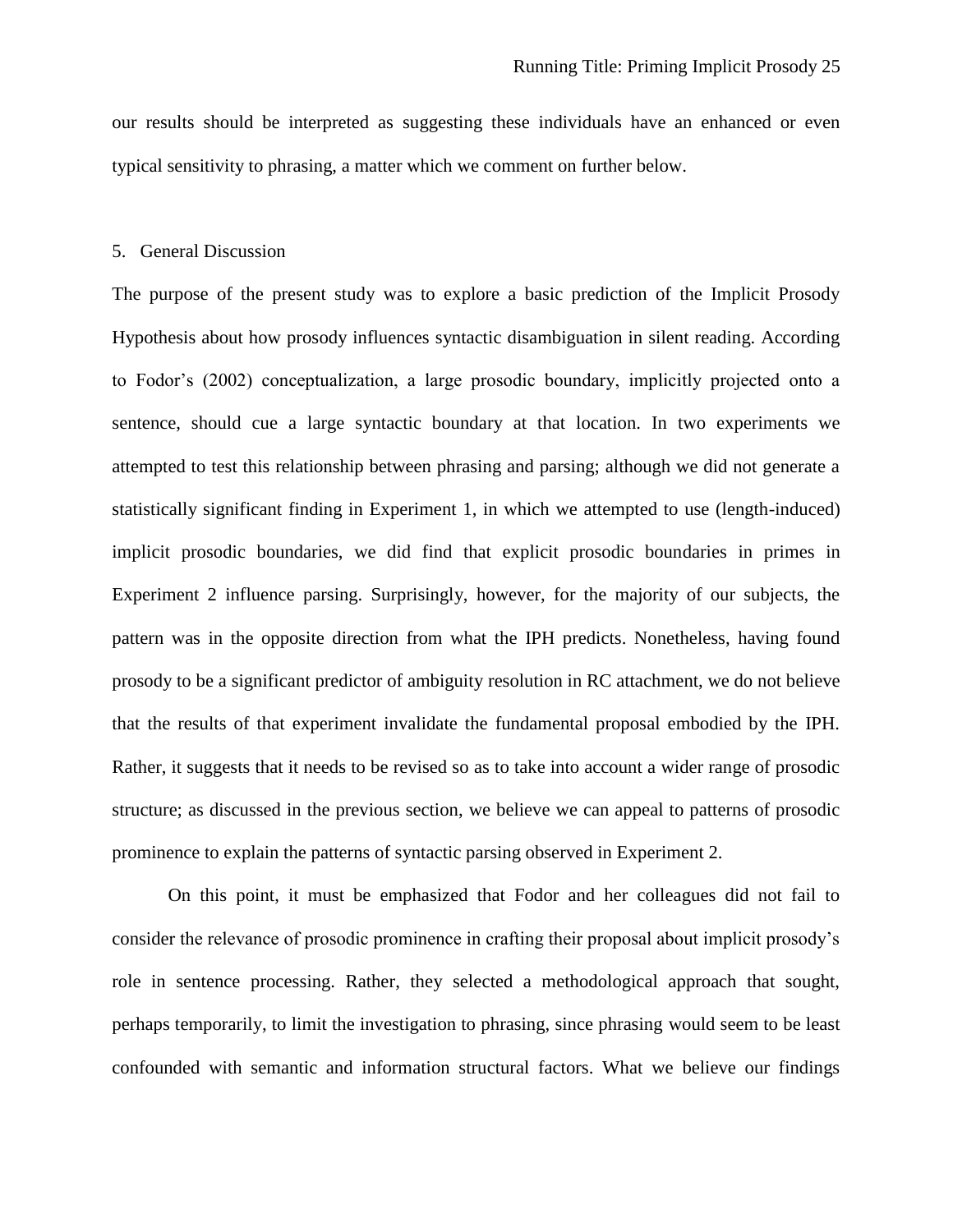our results should be interpreted as suggesting these individuals have an enhanced or even typical sensitivity to phrasing, a matter which we comment on further below.

## 5. General Discussion

The purpose of the present study was to explore a basic prediction of the Implicit Prosody Hypothesis about how prosody influences syntactic disambiguation in silent reading. According to Fodor's (2002) conceptualization, a large prosodic boundary, implicitly projected onto a sentence, should cue a large syntactic boundary at that location. In two experiments we attempted to test this relationship between phrasing and parsing; although we did not generate a statistically significant finding in Experiment 1, in which we attempted to use (length-induced) implicit prosodic boundaries, we did find that explicit prosodic boundaries in primes in Experiment 2 influence parsing. Surprisingly, however, for the majority of our subjects, the pattern was in the opposite direction from what the IPH predicts. Nonetheless, having found prosody to be a significant predictor of ambiguity resolution in RC attachment, we do not believe that the results of that experiment invalidate the fundamental proposal embodied by the IPH. Rather, it suggests that it needs to be revised so as to take into account a wider range of prosodic structure; as discussed in the previous section, we believe we can appeal to patterns of prosodic prominence to explain the patterns of syntactic parsing observed in Experiment 2.

On this point, it must be emphasized that Fodor and her colleagues did not fail to consider the relevance of prosodic prominence in crafting their proposal about implicit prosody's role in sentence processing. Rather, they selected a methodological approach that sought, perhaps temporarily, to limit the investigation to phrasing, since phrasing would seem to be least confounded with semantic and information structural factors. What we believe our findings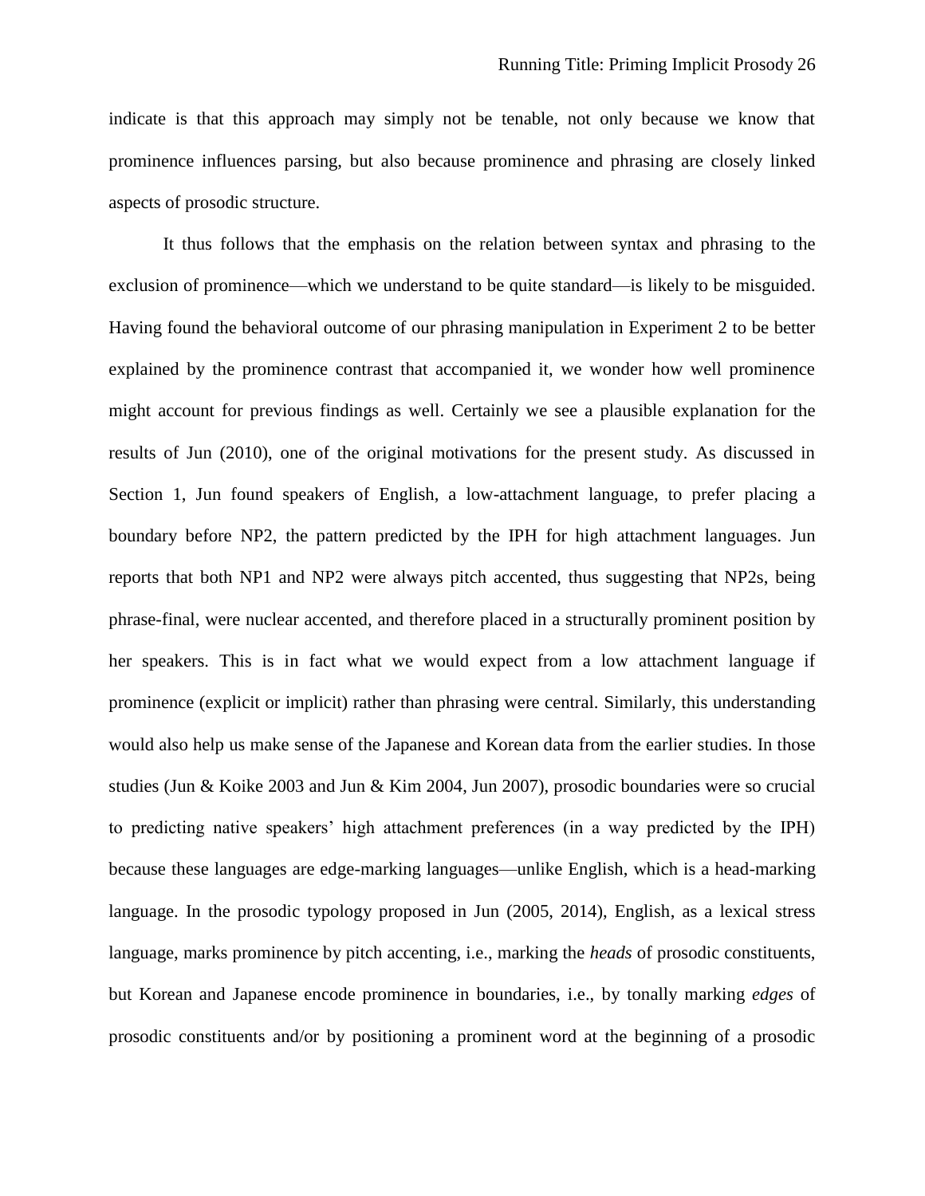indicate is that this approach may simply not be tenable, not only because we know that prominence influences parsing, but also because prominence and phrasing are closely linked aspects of prosodic structure.

It thus follows that the emphasis on the relation between syntax and phrasing to the exclusion of prominence—which we understand to be quite standard—is likely to be misguided. Having found the behavioral outcome of our phrasing manipulation in Experiment 2 to be better explained by the prominence contrast that accompanied it, we wonder how well prominence might account for previous findings as well. Certainly we see a plausible explanation for the results of Jun (2010), one of the original motivations for the present study. As discussed in Section 1, Jun found speakers of English, a low-attachment language, to prefer placing a boundary before NP2, the pattern predicted by the IPH for high attachment languages. Jun reports that both NP1 and NP2 were always pitch accented, thus suggesting that NP2s, being phrase-final, were nuclear accented, and therefore placed in a structurally prominent position by her speakers. This is in fact what we would expect from a low attachment language if prominence (explicit or implicit) rather than phrasing were central. Similarly, this understanding would also help us make sense of the Japanese and Korean data from the earlier studies. In those studies (Jun & Koike 2003 and Jun & Kim 2004, Jun 2007), prosodic boundaries were so crucial to predicting native speakers' high attachment preferences (in a way predicted by the IPH) because these languages are edge-marking languages—unlike English, which is a head-marking language. In the prosodic typology proposed in Jun (2005, 2014), English, as a lexical stress language, marks prominence by pitch accenting, i.e., marking the *heads* of prosodic constituents, but Korean and Japanese encode prominence in boundaries, i.e., by tonally marking *edges* of prosodic constituents and/or by positioning a prominent word at the beginning of a prosodic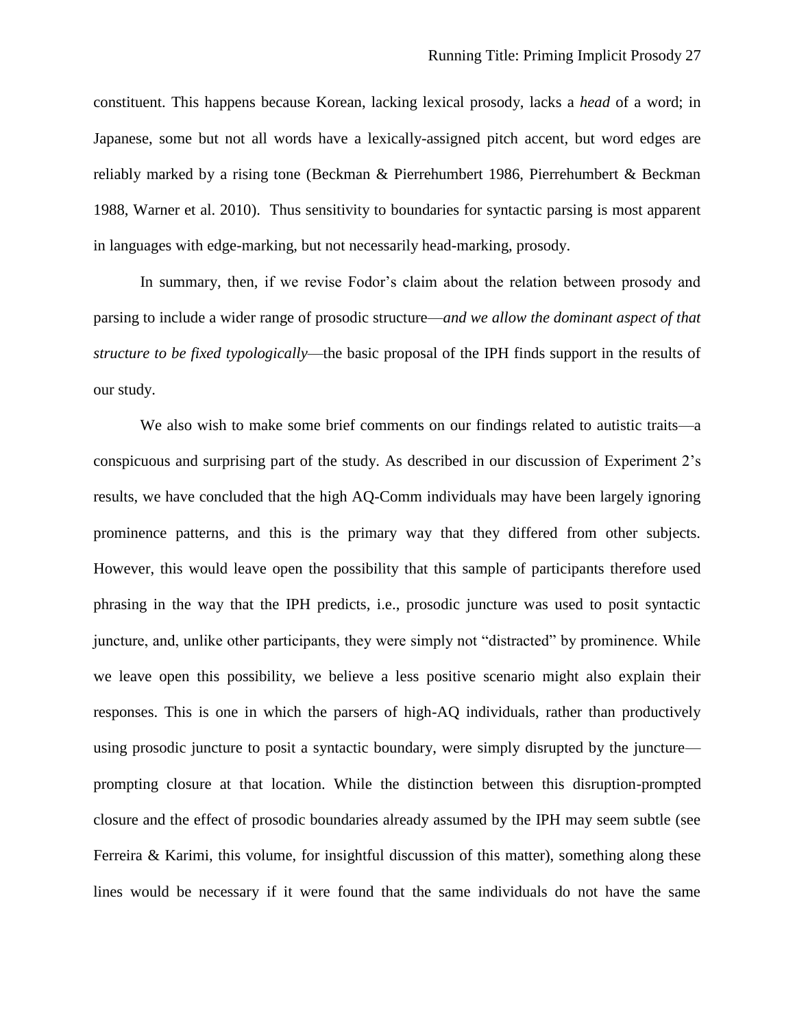constituent. This happens because Korean, lacking lexical prosody, lacks a *head* of a word; in Japanese, some but not all words have a lexically-assigned pitch accent, but word edges are reliably marked by a rising tone (Beckman & Pierrehumbert 1986, Pierrehumbert & Beckman 1988, Warner et al. 2010). Thus sensitivity to boundaries for syntactic parsing is most apparent in languages with edge-marking, but not necessarily head-marking, prosody.

In summary, then, if we revise Fodor's claim about the relation between prosody and parsing to include a wider range of prosodic structure—*and we allow the dominant aspect of that structure to be fixed typologically*—the basic proposal of the IPH finds support in the results of our study.

We also wish to make some brief comments on our findings related to autistic traits—a conspicuous and surprising part of the study. As described in our discussion of Experiment 2's results, we have concluded that the high AQ-Comm individuals may have been largely ignoring prominence patterns, and this is the primary way that they differed from other subjects. However, this would leave open the possibility that this sample of participants therefore used phrasing in the way that the IPH predicts, i.e., prosodic juncture was used to posit syntactic juncture, and, unlike other participants, they were simply not "distracted" by prominence. While we leave open this possibility, we believe a less positive scenario might also explain their responses. This is one in which the parsers of high-AQ individuals, rather than productively using prosodic juncture to posit a syntactic boundary, were simply disrupted by the juncture—prompting closure at that location. While the distinction between this disruption-prompted closure and the effect of prosodic boundaries already assumed by the IPH may seem subtle (see Ferreira & Karimi, this volume, for insightful discussion of this matter), something along these lines would be necessary if it were found that the same individuals do not have the same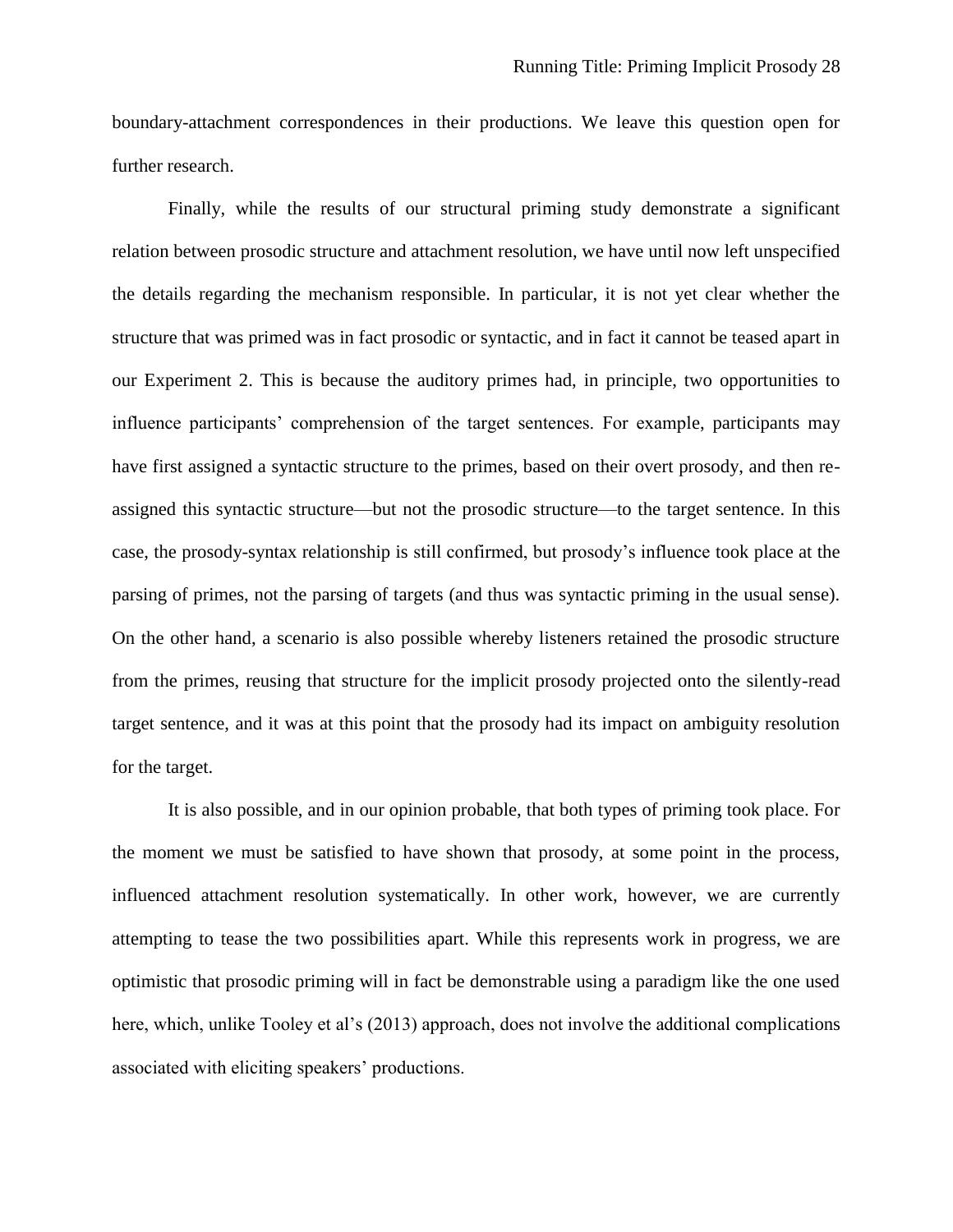boundary-attachment correspondences in their productions. We leave this question open for further research.

Finally, while the results of our structural priming study demonstrate a significant relation between prosodic structure and attachment resolution, we have until now left unspecified the details regarding the mechanism responsible. In particular, it is not yet clear whether the structure that was primed was in fact prosodic or syntactic, and in fact it cannot be teased apart in our Experiment 2. This is because the auditory primes had, in principle, two opportunities to influence participants' comprehension of the target sentences. For example, participants may have first assigned a syntactic structure to the primes, based on their overt prosody, and then re-assigned this syntactic structure—but not the prosodic structure—to the target sentence. In this case, the prosody-syntax relationship is still confirmed, but prosody's influence took place at the parsing of primes, not the parsing of targets (and thus was syntactic priming in the usual sense). On the other hand, a scenario is also possible whereby listeners retained the prosodic structure from the primes, reusing that structure for the implicit prosody projected onto the silently-read target sentence, and it was at this point that the prosody had its impact on ambiguity resolution for the target.

It is also possible, and in our opinion probable, that both types of priming took place. For the moment we must be satisfied to have shown that prosody, at some point in the process, influenced attachment resolution systematically. In other work, however, we are currently attempting to tease the two possibilities apart. While this represents work in progress, we are optimistic that prosodic priming will in fact be demonstrable using a paradigm like the one used here, which, unlike Tooley et al's (2013) approach, does not involve the additional complications associated with eliciting speakers' productions.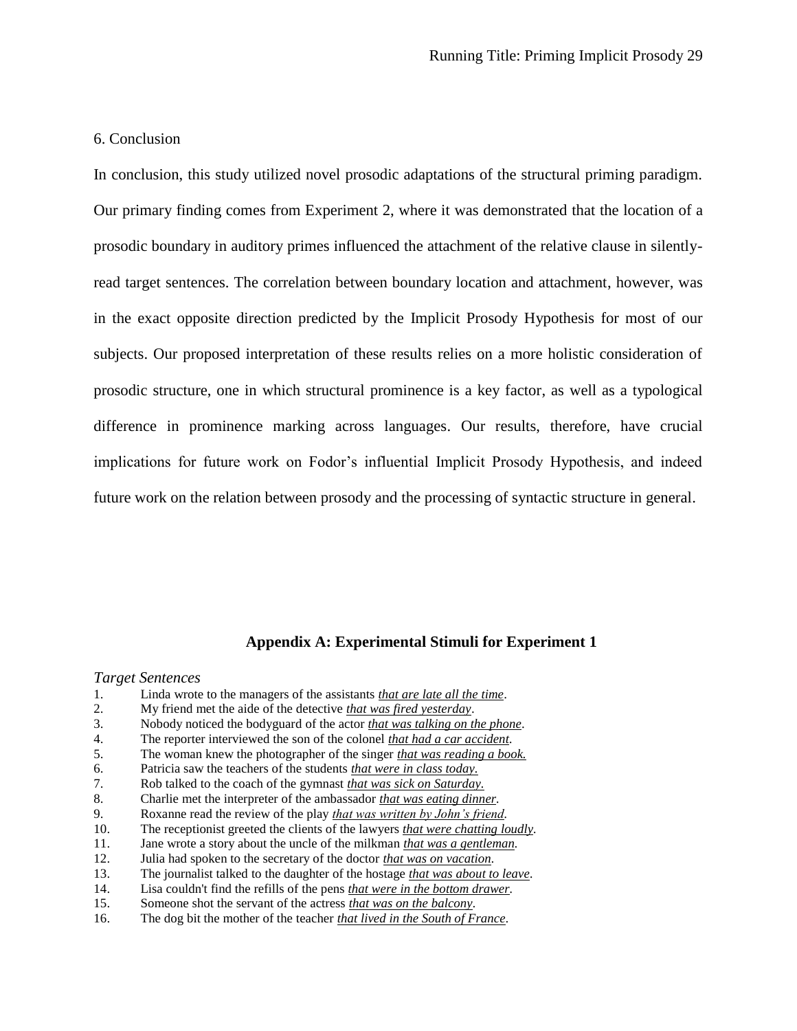## 6. Conclusion

In conclusion, this study utilized novel prosodic adaptations of the structural priming paradigm. Our primary finding comes from Experiment 2, where it was demonstrated that the location of a prosodic boundary in auditory primes influenced the attachment of the relative clause in silently-read target sentences. The correlation between boundary location and attachment, however, was in the exact opposite direction predicted by the Implicit Prosody Hypothesis for most of our subjects. Our proposed interpretation of these results relies on a more holistic consideration of prosodic structure, one in which structural prominence is a key factor, as well as a typological difference in prominence marking across languages. Our results, therefore, have crucial implications for future work on Fodor's influential Implicit Prosody Hypothesis, and indeed future work on the relation between prosody and the processing of syntactic structure in general.

## Appendix A: Experimental Stimuli for Experiment 1

*Target Sentences*

1. Linda wrote to the managers of the assistants *that are late all the time*.
2. My friend met the aide of the detective *that was fired yesterday*.
3. Nobody noticed the bodyguard of the actor *that was talking on the phone*.
4. The reporter interviewed the son of the colonel *that had a car accident*.
5. The woman knew the photographer of the singer *that was reading a book.*
6. Patricia saw the teachers of the students *that were in class today.*
7. Rob talked to the coach of the gymnast *that was sick on Saturday.*
8. Charlie met the interpreter of the ambassador *that was eating dinner*.
9. Roxanne read the review of the play *that was written by John's friend*.
10. The receptionist greeted the clients of the lawyers *that were chatting loudly*.
11. Jane wrote a story about the uncle of the milkman *that was a gentleman*.
12. Julia had spoken to the secretary of the doctor *that was on vacation*.
13. The journalist talked to the daughter of the hostage *that was about to leave*.
14. Lisa couldn't find the refills of the pens *that were in the bottom drawer*.
15. Someone shot the servant of the actress *that was on the balcony*.
16. The dog bit the mother of the teacher *that lived in the South of France*.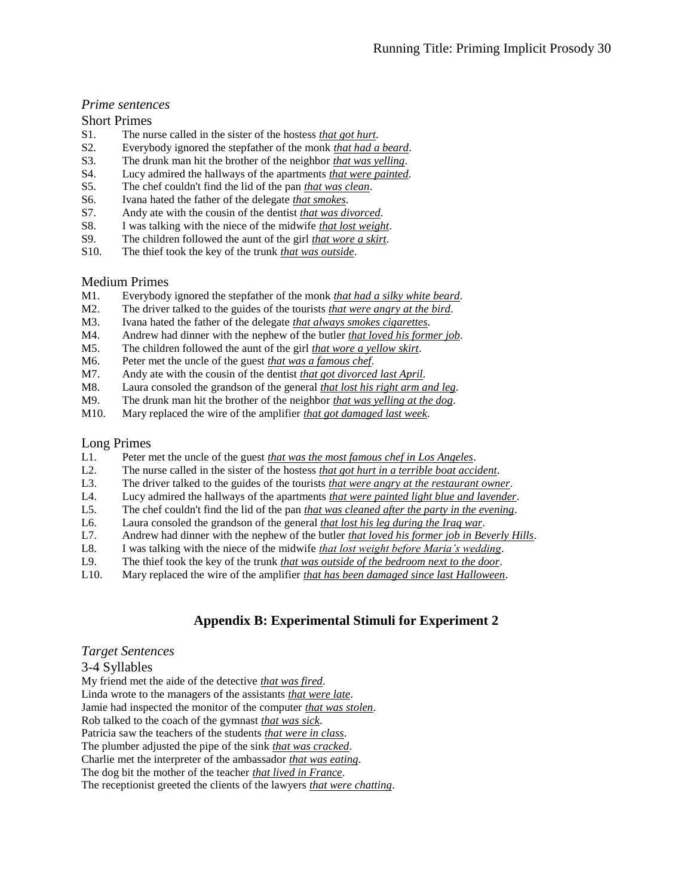*Prime sentences*

Short Primes

S1. The nurse called in the sister of the hostess *that got hurt*.
S2. Everybody ignored the stepfather of the monk *that had a beard*.
S3. The drunk man hit the brother of the neighbor *that was yelling*.
S4. Lucy admired the hallways of the apartments *that were painted*.
S5. The chef couldn't find the lid of the pan *that was clean*.
S6. Ivana hated the father of the delegate *that smokes*.
S7. Andy ate with the cousin of the dentist *that was divorced*.
S8. I was talking with the niece of the midwife *that lost weight*.
S9. The children followed the aunt of the girl *that wore a skirt*.
S10. The thief took the key of the trunk *that was outside*.

Medium Primes

M1. Everybody ignored the stepfather of the monk *that had a silky white beard*.
M2. The driver talked to the guides of the tourists *that were angry at the bird*.
M3. Ivana hated the father of the delegate *that always smokes cigarettes*.
M4. Andrew had dinner with the nephew of the butler *that loved his former job*.
M5. The children followed the aunt of the girl *that wore a yellow skirt*.
M6. Peter met the uncle of the guest *that was a famous chef*.
M7. Andy ate with the cousin of the dentist *that got divorced last April*.
M8. Laura consoled the grandson of the general *that lost his right arm and leg*.
M9. The drunk man hit the brother of the neighbor *that was yelling at the dog*.
M10. Mary replaced the wire of the amplifier *that got damaged last week*.

Long Primes

L1. Peter met the uncle of the guest *that was the most famous chef in Los Angeles*.
L2. The nurse called in the sister of the hostess *that got hurt in a terrible boat accident*.
L3. The driver talked to the guides of the tourists *that were angry at the restaurant owner*.
L4. Lucy admired the hallways of the apartments *that were painted light blue and lavender*.
L5. The chef couldn't find the lid of the pan *that was cleaned after the party in the evening*.
L6. Laura consoled the grandson of the general *that lost his leg during the Iraq war*.
L7. Andrew had dinner with the nephew of the butler *that loved his former job in Beverly Hills*.
L8. I was talking with the niece of the midwife *that lost weight before Maria's wedding*.
L9. The thief took the key of the trunk *that was outside of the bedroom next to the door*.
L10. Mary replaced the wire of the amplifier *that has been damaged since last Halloween*.

## Appendix B: Experimental Stimuli for Experiment 2

*Target Sentences*

3-4 Syllables

My friend met the aide of the detective *that was fired*.
Linda wrote to the managers of the assistants *that were late*.
Jamie had inspected the monitor of the computer *that was stolen*.
Rob talked to the coach of the gymnast *that was sick*.
Patricia saw the teachers of the students *that were in class*.
The plumber adjusted the pipe of the sink *that was cracked*.
Charlie met the interpreter of the ambassador *that was eating*.
The dog bit the mother of the teacher *that lived in France*.
The receptionist greeted the clients of the lawyers *that were chatting*.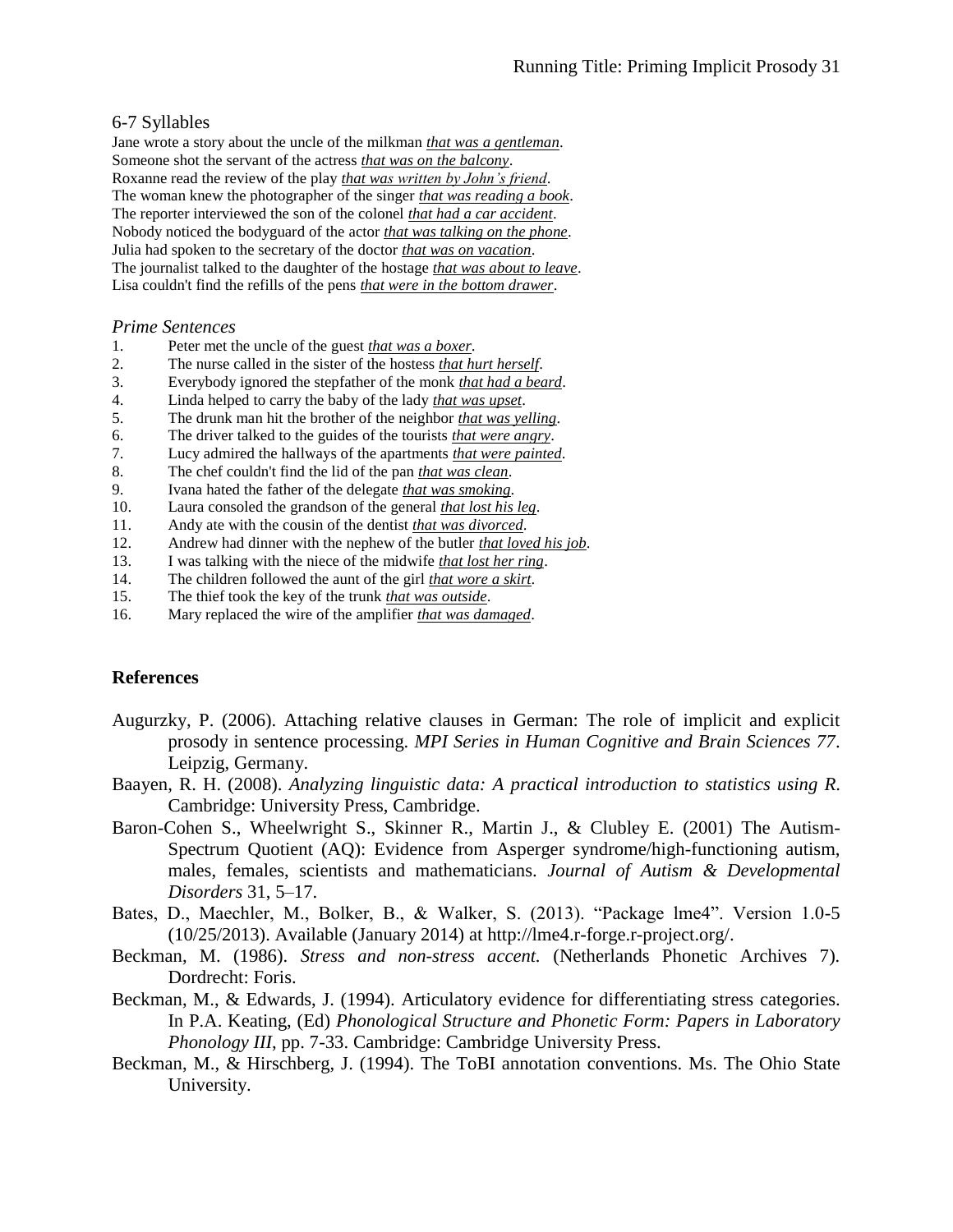6-7 Syllables

Jane wrote a story about the uncle of the milkman *that was a gentleman*.
Someone shot the servant of the actress *that was on the balcony*.
Roxanne read the review of the play *that was written by John's friend*.
The woman knew the photographer of the singer *that was reading a book*.
The reporter interviewed the son of the colonel *that had a car accident*.
Nobody noticed the bodyguard of the actor *that was talking on the phone*.
Julia had spoken to the secretary of the doctor *that was on vacation*.
The journalist talked to the daughter of the hostage *that was about to leave*.
Lisa couldn't find the refills of the pens *that were in the bottom drawer*.

*Prime Sentences*

1. Peter met the uncle of the guest *that was a boxer*.
2. The nurse called in the sister of the hostess *that hurt herself*.
3. Everybody ignored the stepfather of the monk *that had a beard*.
4. Linda helped to carry the baby of the lady *that was upset*.
5. The drunk man hit the brother of the neighbor *that was yelling*.
6. The driver talked to the guides of the tourists *that were angry*.
7. Lucy admired the hallways of the apartments *that were painted*.
8. The chef couldn't find the lid of the pan *that was clean*.
9. Ivana hated the father of the delegate *that was smoking*.
10. Laura consoled the grandson of the general *that lost his leg*.
11. Andy ate with the cousin of the dentist *that was divorced*.
12. Andrew had dinner with the nephew of the butler *that loved his job*.
13. I was talking with the niece of the midwife *that lost her ring*.
14. The children followed the aunt of the girl *that wore a skirt*.
15. The thief took the key of the trunk *that was outside*.
16. Mary replaced the wire of the amplifier *that was damaged*.

## References

Augurzky, P. (2006). Attaching relative clauses in German: The role of implicit and explicit prosody in sentence processing. *MPI Series in Human Cognitive and Brain Sciences 77*. Leipzig, Germany.

Baayen, R. H. (2008). *Analyzing linguistic data: A practical introduction to statistics using R*. Cambridge: University Press, Cambridge.

Baron-Cohen S., Wheelwright S., Skinner R., Martin J., & Clubley E. (2001) The Autism-Spectrum Quotient (AQ): Evidence from Asperger syndrome/high-functioning autism, males, females, scientists and mathematicians. *Journal of Autism & Developmental Disorders* 31, 5–17.

Bates, D., Maechler, M., Bolker, B., & Walker, S. (2013). "Package lme4". Version 1.0-5 (10/25/2013). Available (January 2014) at http://lme4.r-forge.r-project.org/.

Beckman, M. (1986). *Stress and non-stress accent.* (Netherlands Phonetic Archives 7). Dordrecht: Foris.

Beckman, M., & Edwards, J. (1994). Articulatory evidence for differentiating stress categories. In P.A. Keating, (Ed) *Phonological Structure and Phonetic Form: Papers in Laboratory Phonology III*, pp. 7-33. Cambridge: Cambridge University Press.

Beckman, M., & Hirschberg, J. (1994). The ToBI annotation conventions. Ms. The Ohio State University.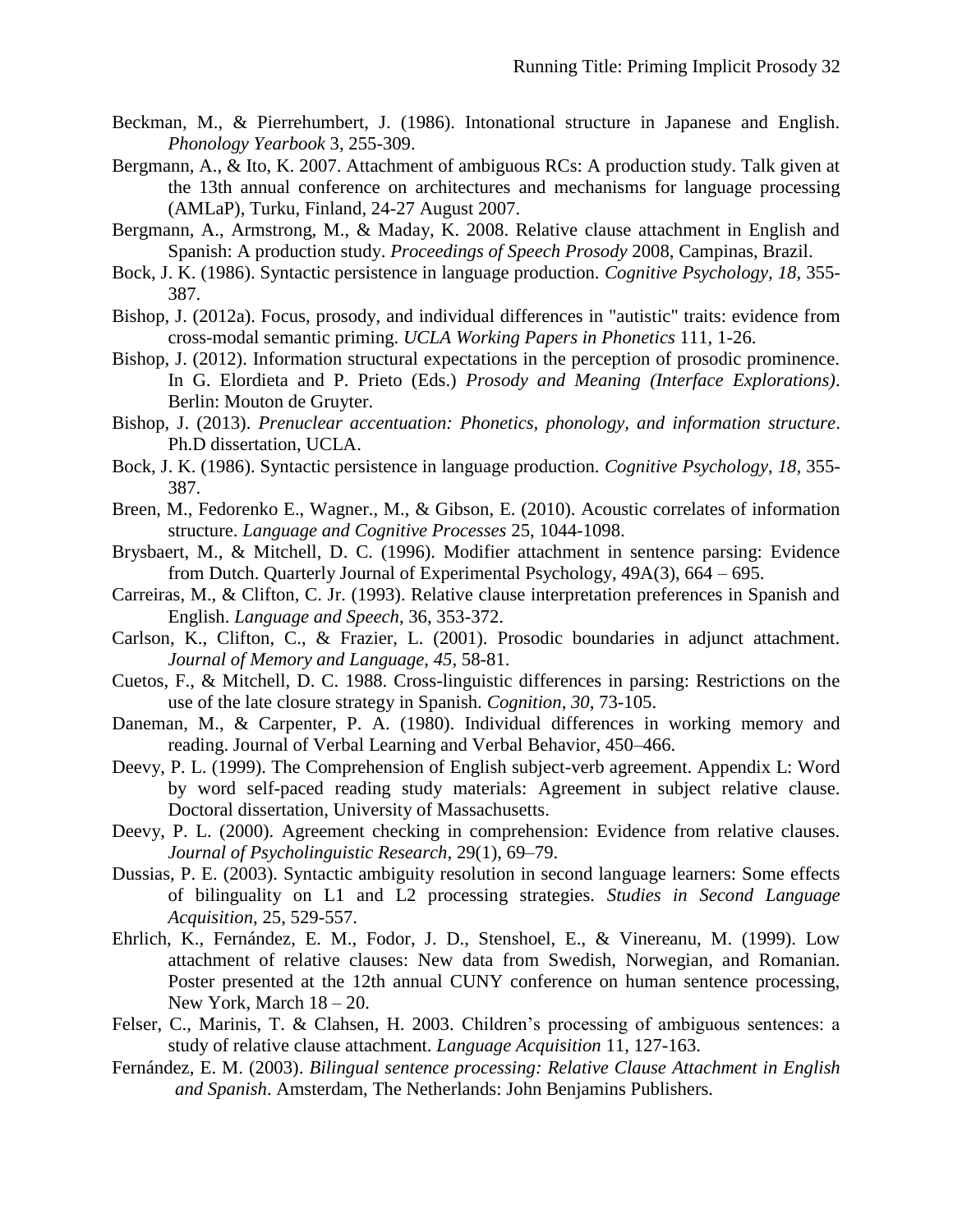Beckman, M., & Pierrehumbert, J. (1986). Intonational structure in Japanese and English. *Phonology Yearbook* 3, 255-309.

Bergmann, A., & Ito, K. 2007. Attachment of ambiguous RCs: A production study. Talk given at the 13th annual conference on architectures and mechanisms for language processing (AMLaP), Turku, Finland, 24-27 August 2007.

Bergmann, A., Armstrong, M., & Maday, K. 2008. Relative clause attachment in English and Spanish: A production study. *Proceedings of Speech Prosody* 2008, Campinas, Brazil.

Bock, J. K. (1986). Syntactic persistence in language production. *Cognitive Psychology*, *18*, 355-387.

Bishop, J. (2012a). Focus, prosody, and individual differences in "autistic" traits: evidence from cross-modal semantic priming. *UCLA Working Papers in Phonetics* 111, 1-26.

Bishop, J. (2012). Information structural expectations in the perception of prosodic prominence. In G. Elordieta and P. Prieto (Eds.) *Prosody and Meaning (Interface Explorations)*. Berlin: Mouton de Gruyter.

Bishop, J. (2013). *Prenuclear accentuation: Phonetics, phonology, and information structure*. Ph.D dissertation, UCLA.

Bock, J. K. (1986). Syntactic persistence in language production. *Cognitive Psychology*, *18*, 355-387.

Breen, M., Fedorenko E., Wagner., M., & Gibson, E. (2010). Acoustic correlates of information structure. *Language and Cognitive Processes* 25, 1044-1098.

Brysbaert, M., & Mitchell, D. C. (1996). Modifier attachment in sentence parsing: Evidence from Dutch. Quarterly Journal of Experimental Psychology, 49A(3), 664 – 695.

Carreiras, M., & Clifton, C. Jr. (1993). Relative clause interpretation preferences in Spanish and English. *Language and Speech*, 36, 353-372.

Carlson, K., Clifton, C., & Frazier, L. (2001). Prosodic boundaries in adjunct attachment. *Journal of Memory and Language*, *45*, 58-81.

Cuetos, F., & Mitchell, D. C. 1988. Cross-linguistic differences in parsing: Restrictions on the use of the late closure strategy in Spanish. *Cognition*, *30*, 73-105.

Daneman, M., & Carpenter, P. A. (1980). Individual differences in working memory and reading. Journal of Verbal Learning and Verbal Behavior, 450–466.

Deevy, P. L. (1999). The Comprehension of English subject-verb agreement. Appendix L: Word by word self-paced reading study materials: Agreement in subject relative clause. Doctoral dissertation, University of Massachusetts.

Deevy, P. L. (2000). Agreement checking in comprehension: Evidence from relative clauses. *Journal of Psycholinguistic Research*, 29(1), 69–79.

Dussias, P. E. (2003). Syntactic ambiguity resolution in second language learners: Some effects of bilinguality on L1 and L2 processing strategies. *Studies in Second Language Acquisition*, 25, 529-557.

Ehrlich, K., Fernández, E. M., Fodor, J. D., Stenshoel, E., & Vinereanu, M. (1999). Low attachment of relative clauses: New data from Swedish, Norwegian, and Romanian. Poster presented at the 12th annual CUNY conference on human sentence processing, New York, March 18 – 20.

Felser, C., Marinis, T. & Clahsen, H. 2003. Children's processing of ambiguous sentences: a study of relative clause attachment. *Language Acquisition* 11, 127-163.

Fernández, E. M. (2003). *Bilingual sentence processing: Relative Clause Attachment in English and Spanish*. Amsterdam, The Netherlands: John Benjamins Publishers.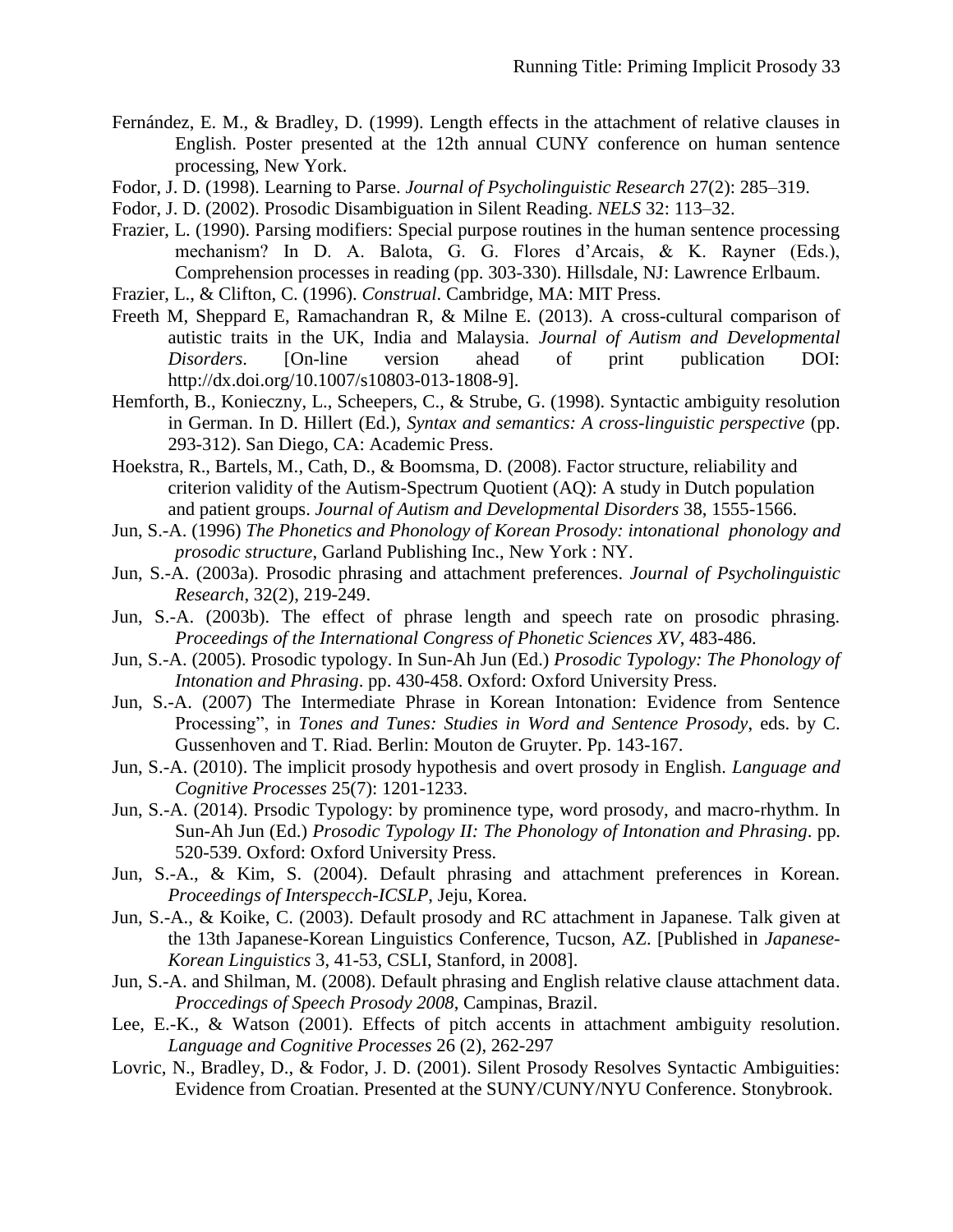Fernández, E. M., & Bradley, D. (1999). Length effects in the attachment of relative clauses in English. Poster presented at the 12th annual CUNY conference on human sentence processing, New York.

Fodor, J. D. (1998). Learning to Parse. *Journal of Psycholinguistic Research* 27(2): 285–319.

Fodor, J. D. (2002). Prosodic Disambiguation in Silent Reading. *NELS* 32: 113–32.

Frazier, L. (1990). Parsing modifiers: Special purpose routines in the human sentence processing mechanism? In D. A. Balota, G. G. Flores d'Arcais, & K. Rayner (Eds.), Comprehension processes in reading (pp. 303-330). Hillsdale, NJ: Lawrence Erlbaum.

Frazier, L., & Clifton, C. (1996). *Construal*. Cambridge, MA: MIT Press.

Freeth M, Sheppard E, Ramachandran R, & Milne E. (2013). A cross-cultural comparison of autistic traits in the UK, India and Malaysia. *Journal of Autism and Developmental Disorders*. [On-line version ahead of print publication DOI: http://dx.doi.org/10.1007/s10803-013-1808-9].

Hemforth, B., Konieczny, L., Scheepers, C., & Strube, G. (1998). Syntactic ambiguity resolution in German. In D. Hillert (Ed.), *Syntax and semantics: A cross-linguistic perspective* (pp. 293-312). San Diego, CA: Academic Press.

Hoekstra, R., Bartels, M., Cath, D., & Boomsma, D. (2008). Factor structure, reliability and criterion validity of the Autism-Spectrum Quotient (AQ): A study in Dutch population and patient groups. *Journal of Autism and Developmental Disorders* 38, 1555-1566.

Jun, S.-A. (1996) *The Phonetics and Phonology of Korean Prosody: intonational phonology and prosodic structure*, Garland Publishing Inc., New York : NY.

Jun, S.-A. (2003a). Prosodic phrasing and attachment preferences. *Journal of Psycholinguistic Research*, 32(2), 219-249.

Jun, S.-A. (2003b). The effect of phrase length and speech rate on prosodic phrasing. *Proceedings of the International Congress of Phonetic Sciences XV*, 483-486.

Jun, S.-A. (2005). Prosodic typology. In Sun-Ah Jun (Ed.) *Prosodic Typology: The Phonology of Intonation and Phrasing*. pp. 430-458. Oxford: Oxford University Press.

Jun, S.-A. (2007) The Intermediate Phrase in Korean Intonation: Evidence from Sentence Processing", in *Tones and Tunes: Studies in Word and Sentence Prosody*, eds. by C. Gussenhoven and T. Riad. Berlin: Mouton de Gruyter. Pp. 143-167.

Jun, S.-A. (2010). The implicit prosody hypothesis and overt prosody in English. *Language and Cognitive Processes* 25(7): 1201-1233.

Jun, S.-A. (2014). Prsodic Typology: by prominence type, word prosody, and macro-rhythm. In Sun-Ah Jun (Ed.) *Prosodic Typology II: The Phonology of Intonation and Phrasing*. pp. 520-539. Oxford: Oxford University Press.

Jun, S.-A., & Kim, S. (2004). Default phrasing and attachment preferences in Korean. *Proceedings of Interspecch-ICSLP*, Jeju, Korea.

Jun, S.-A., & Koike, C. (2003). Default prosody and RC attachment in Japanese. Talk given at the 13th Japanese-Korean Linguistics Conference, Tucson, AZ. [Published in *Japanese-Korean Linguistics* 3, 41-53, CSLI, Stanford, in 2008].

Jun, S.-A. and Shilman, M. (2008). Default phrasing and English relative clause attachment data. *Proccedings of Speech Prosody 2008*, Campinas, Brazil.

Lee, E.-K., & Watson (2001). Effects of pitch accents in attachment ambiguity resolution. *Language and Cognitive Processes* 26 (2), 262-297

Lovric, N., Bradley, D., & Fodor, J. D. (2001). Silent Prosody Resolves Syntactic Ambiguities: Evidence from Croatian. Presented at the SUNY/CUNY/NYU Conference. Stonybrook.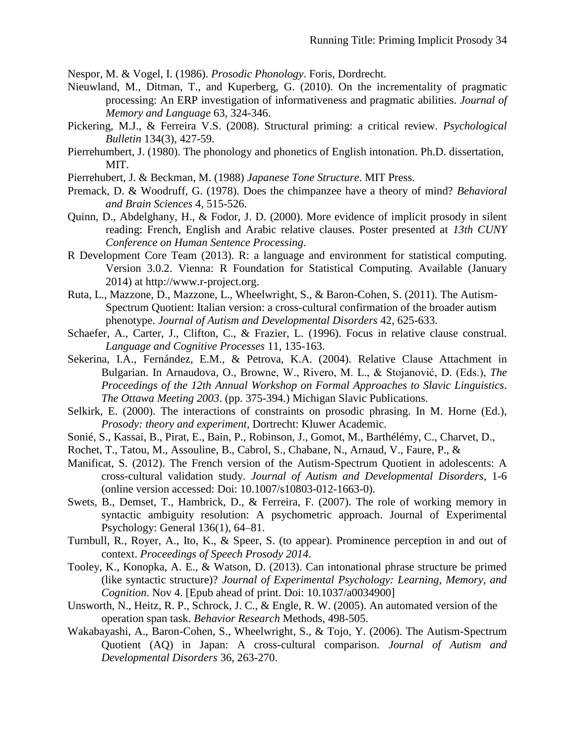Nespor, M. & Vogel, I. (1986). *Prosodic Phonology*. Foris, Dordrecht.

Nieuwland, M., Ditman, T., and Kuperberg, G. (2010). On the incrementality of pragmatic processing: An ERP investigation of informativeness and pragmatic abilities. *Journal of Memory and Language* 63, 324-346.

Pickering, M.J., & Ferreira V.S. (2008). Structural priming: a critical review. *Psychological Bulletin* 134(3), 427-59.

Pierrehumbert, J. (1980). The phonology and phonetics of English intonation. Ph.D. dissertation, MIT.

Pierrehubert, J. & Beckman, M. (1988) *Japanese Tone Structure*. MIT Press.

Premack, D. & Woodruff, G. (1978). Does the chimpanzee have a theory of mind? *Behavioral and Brain Sciences* 4, 515-526.

Quinn, D., Abdelghany, H., & Fodor, J. D. (2000). More evidence of implicit prosody in silent reading: French, English and Arabic relative clauses. Poster presented at *13th CUNY Conference on Human Sentence Processing*.

R Development Core Team (2013). R: a language and environment for statistical computing. Version 3.0.2. Vienna: R Foundation for Statistical Computing. Available (January 2014) at http://www.r-project.org.

Ruta, L., Mazzone, D., Mazzone, L., Wheelwright, S., & Baron-Cohen, S. (2011). The Autism-Spectrum Quotient: Italian version: a cross-cultural confirmation of the broader autism phenotype. *Journal of Autism and Developmental Disorders* 42, 625-633.

Schaefer, A., Carter, J., Clifton, C., & Frazier, L. (1996). Focus in relative clause construal. *Language and Cognitive Processes* 11, 135-163.

Sekerina, I.A., Fernández, E.M., & Petrova, K.A. (2004). Relative Clause Attachment in Bulgarian. In Arnaudova, O., Browne, W., Rivero, M. L., & Stojanović, D. (Eds.), *The Proceedings of the 12th Annual Workshop on Formal Approaches to Slavic Linguistics*. *The Ottawa Meeting 2003*. (pp. 375-394.) Michigan Slavic Publications.

Selkirk, E. (2000). The interactions of constraints on prosodic phrasing. In M. Horne (Ed.), *Prosody: theory and experiment*, Dortrecht: Kluwer Academic.

Sonié, S., Kassai, B., Pirat, E., Bain, P., Robinson, J., Gomot, M., Barthélémy, C., Charvet, D., Rochet, T., Tatou, M., Assouline, B., Cabrol, S., Chabane, N., Arnaud, V., Faure, P., & Manificat, S. (2012). The French version of the Autism-Spectrum Quotient in adolescents: A cross-cultural validation study. *Journal of Autism and Developmental Disorders*, 1-6 (online version accessed: Doi: 10.1007/s10803-012-1663-0).

Swets, B., Demset, T., Hambrick, D., & Ferreira, F. (2007). The role of working memory in syntactic ambiguity resolution: A psychometric approach. Journal of Experimental Psychology: General 136(1), 64–81.

Turnbull, R., Royer, A., Ito, K., & Speer, S. (to appear). Prominence perception in and out of context. *Proceedings of Speech Prosody 2014*.

Tooley, K., Konopka, A. E., & Watson, D. (2013). Can intonational phrase structure be primed (like syntactic structure)? *Journal of Experimental Psychology: Learning, Memory, and Cognition*. Nov 4. [Epub ahead of print. Doi: 10.1037/a0034900]

Unsworth, N., Heitz, R. P., Schrock, J. C., & Engle, R. W. (2005). An automated version of the operation span task. *Behavior Research* Methods, 498-505.

Wakabayashi, A., Baron-Cohen, S., Wheelwright, S., & Tojo, Y. (2006). The Autism-Spectrum Quotient (AQ) in Japan: A cross-cultural comparison. *Journal of Autism and Developmental Disorders* 36, 263-270.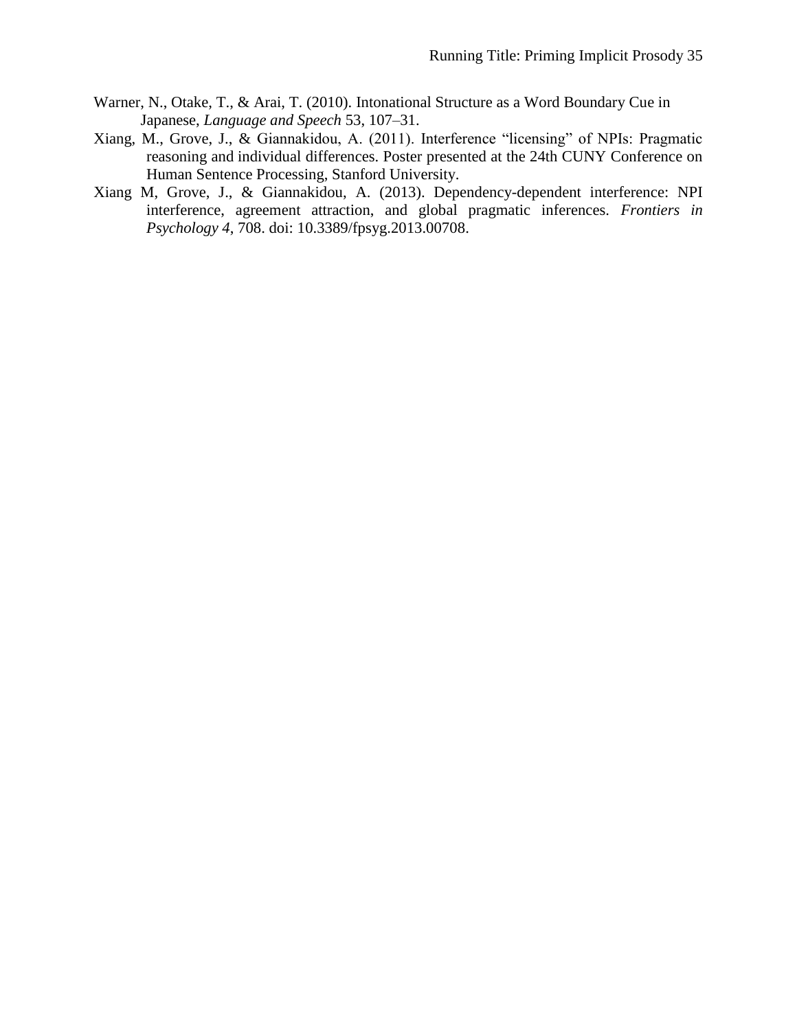Warner, N., Otake, T., & Arai, T. (2010). Intonational Structure as a Word Boundary Cue in Japanese, *Language and Speech* 53, 107–31.

Xiang, M., Grove, J., & Giannakidou, A. (2011). Interference “licensing” of NPIs: Pragmatic reasoning and individual differences. Poster presented at the 24th CUNY Conference on Human Sentence Processing, Stanford University.

Xiang M, Grove, J., & Giannakidou, A. (2013). Dependency-dependent interference: NPI interference, agreement attraction, and global pragmatic inferences. *Frontiers in Psychology 4*, 708. doi: 10.3389/fpsyg.2013.00708.